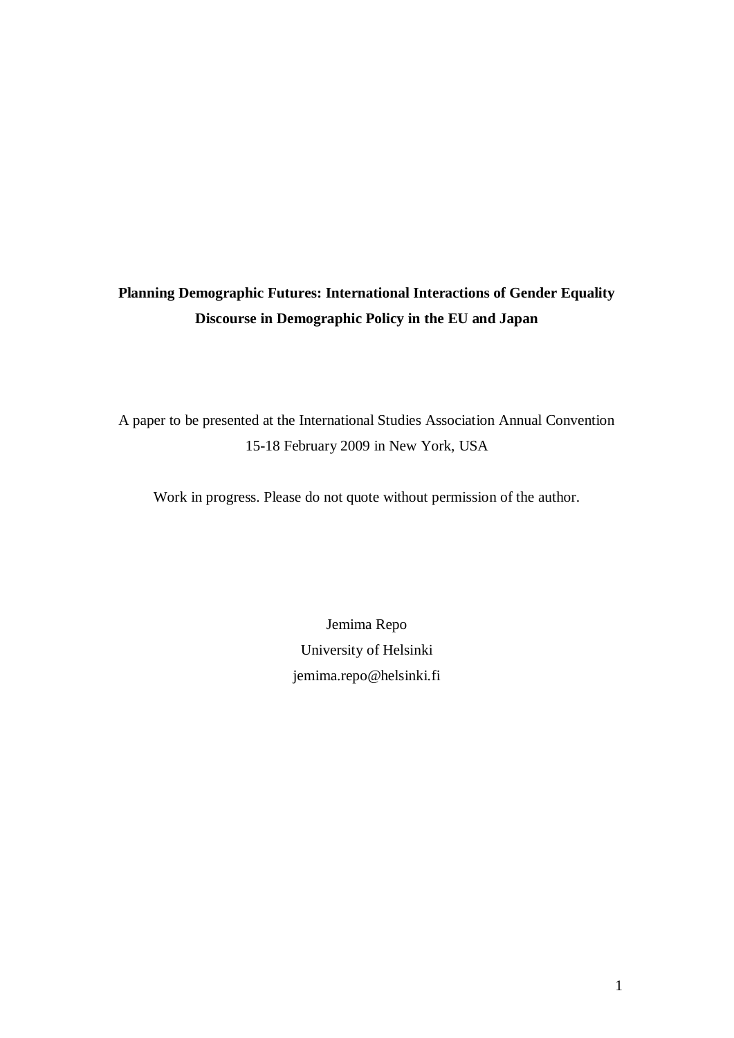# Planning Demographic Futures: International Interactions of Gender Equality Discourse in Demographic Policy in the EU and Japan

A paper to be presented at the International Studies Association Annual Convention
15-18 February 2009 in New York, USA

Work in progress. Please do not quote without permission of the author.

Jemima Repo
University of Helsinki
jemima.repo@helsinki.fi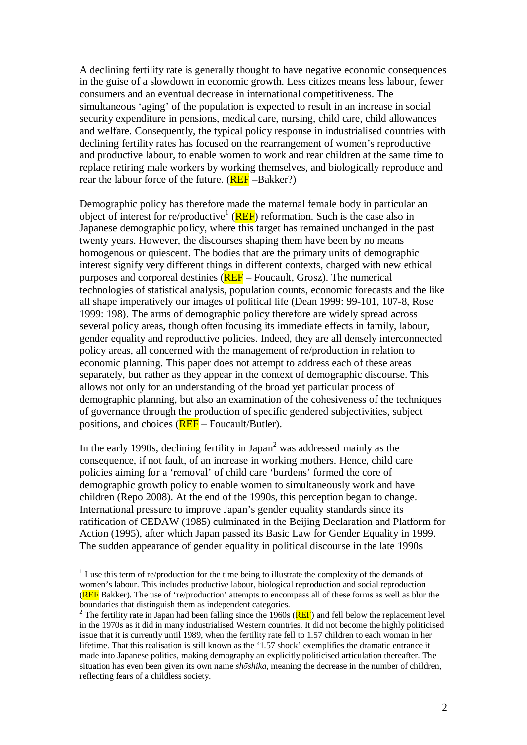A declining fertility rate is generally thought to have negative economic consequences in the guise of a slowdown in economic growth. Less citizes means less labour, fewer consumers and an eventual decrease in international competitiveness. The simultaneous 'aging' of the population is expected to result in an increase in social security expenditure in pensions, medical care, nursing, child care, child allowances and welfare. Consequently, the typical policy response in industrialised countries with declining fertility rates has focused on the rearrangement of women's reproductive and productive labour, to enable women to work and rear children at the same time to replace retiring male workers by working themselves, and biologically reproduce and rear the labour force of the future. (REF –Bakker?)

Demographic policy has therefore made the maternal female body in particular an object of interest for re/productive[1] (REF) reformation. Such is the case also in Japanese demographic policy, where this target has remained unchanged in the past twenty years. However, the discourses shaping them have been by no means homogenous or quiescent. The bodies that are the primary units of demographic interest signify very different things in different contexts, charged with new ethical purposes and corporeal destinies (REF – Foucault, Grosz). The numerical technologies of statistical analysis, population counts, economic forecasts and the like all shape imperatively our images of political life (Dean 1999: 99-101, 107-8, Rose 1999: 198). The arms of demographic policy therefore are widely spread across several policy areas, though often focusing its immediate effects in family, labour, gender equality and reproductive policies. Indeed, they are all densely interconnected policy areas, all concerned with the management of re/production in relation to economic planning. This paper does not attempt to address each of these areas separately, but rather as they appear in the context of demographic discourse. This allows not only for an understanding of the broad yet particular process of demographic planning, but also an examination of the cohesiveness of the techniques of governance through the production of specific gendered subjectivities, subject positions, and choices (REF – Foucault/Butler).

In the early 1990s, declining fertility in Japan[2] was addressed mainly as the consequence, if not fault, of an increase in working mothers. Hence, child care policies aiming for a 'removal' of child care 'burdens' formed the core of demographic growth policy to enable women to simultaneously work and have children (Repo 2008). At the end of the 1990s, this perception began to change. International pressure to improve Japan's gender equality standards since its ratification of CEDAW (1985) culminated in the Beijing Declaration and Platform for Action (1995), after which Japan passed its Basic Law for Gender Equality in 1999. The sudden appearance of gender equality in political discourse in the late 1990s

---

[1] I use this term of re/production for the time being to illustrate the complexity of the demands of women's labour. This includes productive labour, biological reproduction and social reproduction (REF Bakker). The use of 're/production' attempts to encompass all of these forms as well as blur the boundaries that distinguish them as independent categories.

[2] The fertility rate in Japan had been falling since the 1960s (REF) and fell below the replacement level in the 1970s as it did in many industrialised Western countries. It did not become the highly politicised issue that it is currently until 1989, when the fertility rate fell to 1.57 children to each woman in her lifetime. That this realisation is still known as the '1.57 shock' exemplifies the dramatic entrance it made into Japanese politics, making demography an explicitly politicised articulation thereafter. The situation has even been given its own name *shōshika*, meaning the decrease in the number of children, reflecting fears of a childless society.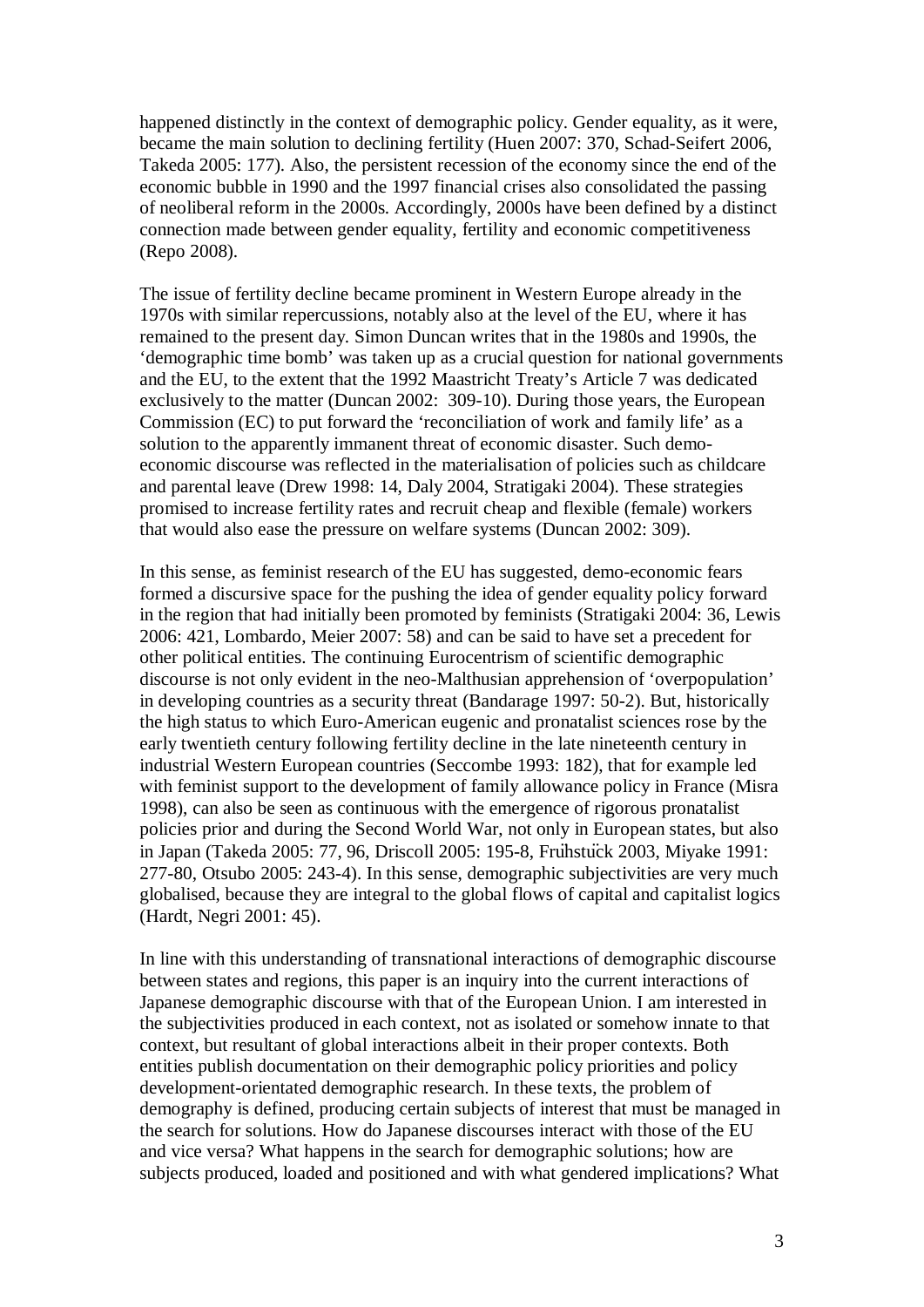happened distinctly in the context of demographic policy. Gender equality, as it were, became the main solution to declining fertility (Huen 2007: 370, Schad-Seifert 2006, Takeda 2005: 177). Also, the persistent recession of the economy since the end of the economic bubble in 1990 and the 1997 financial crises also consolidated the passing of neoliberal reform in the 2000s. Accordingly, 2000s have been defined by a distinct connection made between gender equality, fertility and economic competitiveness (Repo 2008).

The issue of fertility decline became prominent in Western Europe already in the 1970s with similar repercussions, notably also at the level of the EU, where it has remained to the present day. Simon Duncan writes that in the 1980s and 1990s, the 'demographic time bomb' was taken up as a crucial question for national governments and the EU, to the extent that the 1992 Maastricht Treaty's Article 7 was dedicated exclusively to the matter (Duncan 2002: 309-10). During those years, the European Commission (EC) to put forward the 'reconciliation of work and family life' as a solution to the apparently immanent threat of economic disaster. Such demo-economic discourse was reflected in the materialisation of policies such as childcare and parental leave (Drew 1998: 14, Daly 2004, Stratigaki 2004). These strategies promised to increase fertility rates and recruit cheap and flexible (female) workers that would also ease the pressure on welfare systems (Duncan 2002: 309).

In this sense, as feminist research of the EU has suggested, demo-economic fears formed a discursive space for the pushing the idea of gender equality policy forward in the region that had initially been promoted by feminists (Stratigaki 2004: 36, Lewis 2006: 421, Lombardo, Meier 2007: 58) and can be said to have set a precedent for other political entities. The continuing Eurocentrism of scientific demographic discourse is not only evident in the neo-Malthusian apprehension of 'overpopulation' in developing countries as a security threat (Bandarage 1997: 50-2). But, historically the high status to which Euro-American eugenic and pronatalist sciences rose by the early twentieth century following fertility decline in the late nineteenth century in industrial Western European countries (Seccombe 1993: 182), that for example led with feminist support to the development of family allowance policy in France (Misra 1998), can also be seen as continuous with the emergence of rigorous pronatalist policies prior and during the Second World War, not only in European states, but also in Japan (Takeda 2005: 77, 96, Driscoll 2005: 195-8, Frühstück 2003, Miyake 1991: 277-80, Otsubo 2005: 243-4). In this sense, demographic subjectivities are very much globalised, because they are integral to the global flows of capital and capitalist logics (Hardt, Negri 2001: 45).

In line with this understanding of transnational interactions of demographic discourse between states and regions, this paper is an inquiry into the current interactions of Japanese demographic discourse with that of the European Union. I am interested in the subjectivities produced in each context, not as isolated or somehow innate to that context, but resultant of global interactions albeit in their proper contexts. Both entities publish documentation on their demographic policy priorities and policy development-orientated demographic research. In these texts, the problem of demography is defined, producing certain subjects of interest that must be managed in the search for solutions. How do Japanese discourses interact with those of the EU and vice versa? What happens in the search for demographic solutions; how are subjects produced, loaded and positioned and with what gendered implications? What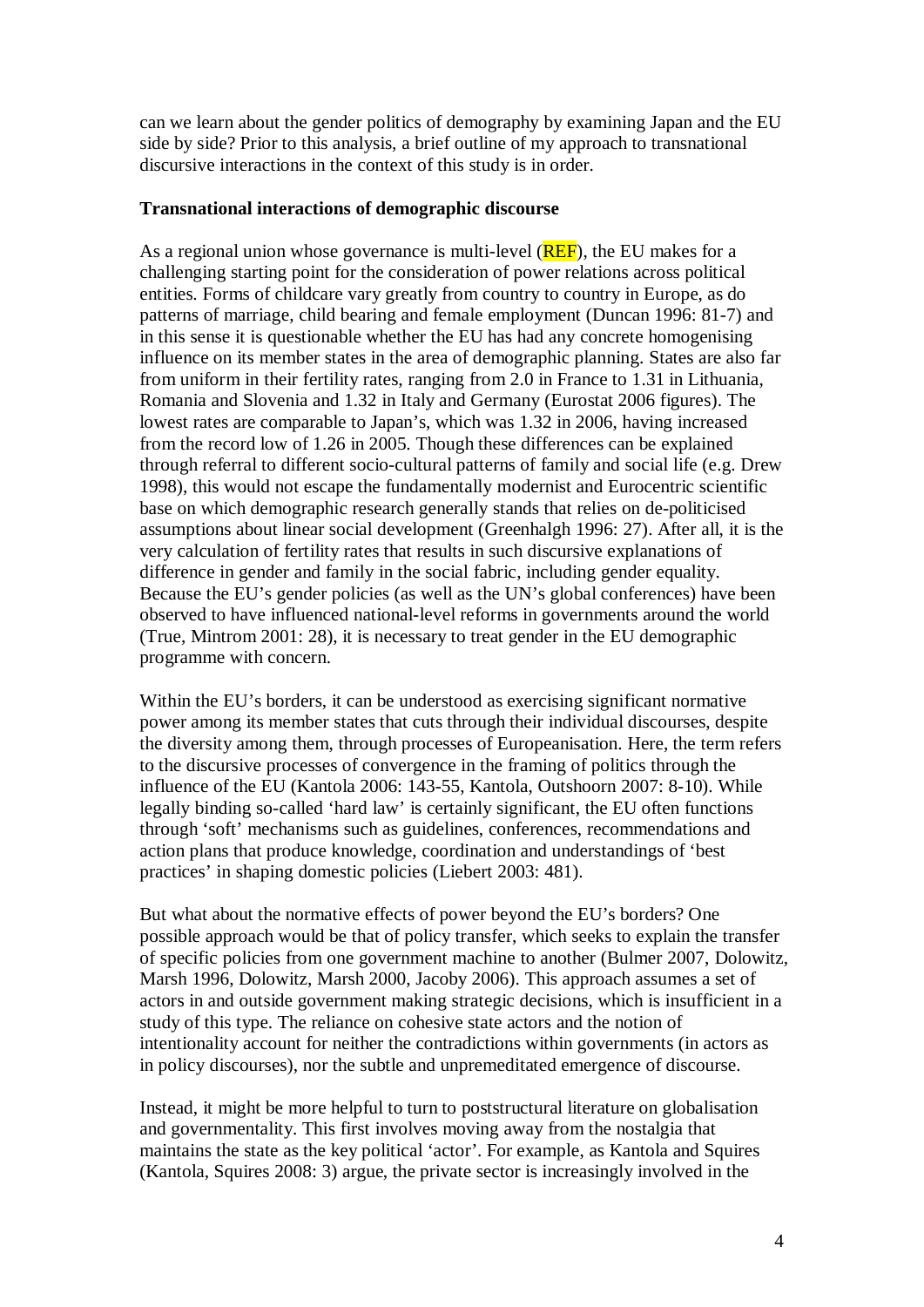can we learn about the gender politics of demography by examining Japan and the EU side by side? Prior to this analysis, a brief outline of my approach to transnational discursive interactions in the context of this study is in order.

**Transnational interactions of demographic discourse**

As a regional union whose governance is multi-level (REF), the EU makes for a challenging starting point for the consideration of power relations across political entities. Forms of childcare vary greatly from country to country in Europe, as do patterns of marriage, child bearing and female employment (Duncan 1996: 81-7) and in this sense it is questionable whether the EU has had any concrete homogenising influence on its member states in the area of demographic planning. States are also far from uniform in their fertility rates, ranging from 2.0 in France to 1.31 in Lithuania, Romania and Slovenia and 1.32 in Italy and Germany (Eurostat 2006 figures). The lowest rates are comparable to Japan's, which was 1.32 in 2006, having increased from the record low of 1.26 in 2005. Though these differences can be explained through referral to different socio-cultural patterns of family and social life (e.g. Drew 1998), this would not escape the fundamentally modernist and Eurocentric scientific base on which demographic research generally stands that relies on de-politicised assumptions about linear social development (Greenhalgh 1996: 27). After all, it is the very calculation of fertility rates that results in such discursive explanations of difference in gender and family in the social fabric, including gender equality. Because the EU's gender policies (as well as the UN's global conferences) have been observed to have influenced national-level reforms in governments around the world (True, Mintrom 2001: 28), it is necessary to treat gender in the EU demographic programme with concern.

Within the EU's borders, it can be understood as exercising significant normative power among its member states that cuts through their individual discourses, despite the diversity among them, through processes of Europeanisation. Here, the term refers to the discursive processes of convergence in the framing of politics through the influence of the EU (Kantola 2006: 143-55, Kantola, Outshoorn 2007: 8-10). While legally binding so-called 'hard law' is certainly significant, the EU often functions through 'soft' mechanisms such as guidelines, conferences, recommendations and action plans that produce knowledge, coordination and understandings of 'best practices' in shaping domestic policies (Liebert 2003: 481).

But what about the normative effects of power beyond the EU's borders? One possible approach would be that of policy transfer, which seeks to explain the transfer of specific policies from one government machine to another (Bulmer 2007, Dolowitz, Marsh 1996, Dolowitz, Marsh 2000, Jacoby 2006). This approach assumes a set of actors in and outside government making strategic decisions, which is insufficient in a study of this type. The reliance on cohesive state actors and the notion of intentionality account for neither the contradictions within governments (in actors as in policy discourses), nor the subtle and unpremeditated emergence of discourse.

Instead, it might be more helpful to turn to poststructural literature on globalisation and governmentality. This first involves moving away from the nostalgia that maintains the state as the key political 'actor'. For example, as Kantola and Squires (Kantola, Squires 2008: 3) argue, the private sector is increasingly involved in the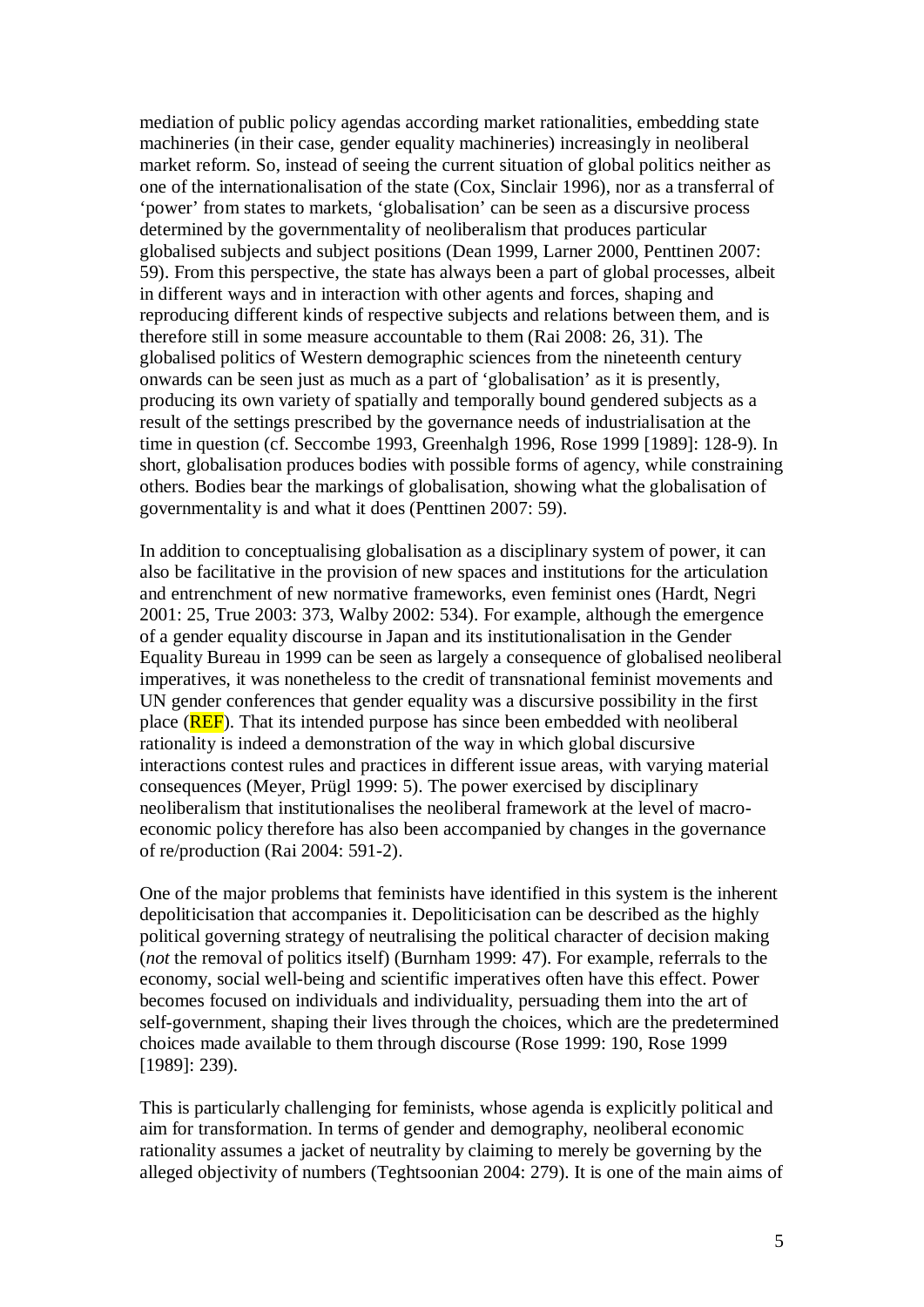mediation of public policy agendas according market rationalities, embedding state machineries (in their case, gender equality machineries) increasingly in neoliberal market reform. So, instead of seeing the current situation of global politics neither as one of the internationalisation of the state (Cox, Sinclair 1996), nor as a transferral of 'power' from states to markets, 'globalisation' can be seen as a discursive process determined by the governmentality of neoliberalism that produces particular globalised subjects and subject positions (Dean 1999, Larner 2000, Penttinen 2007: 59). From this perspective, the state has always been a part of global processes, albeit in different ways and in interaction with other agents and forces, shaping and reproducing different kinds of respective subjects and relations between them, and is therefore still in some measure accountable to them (Rai 2008: 26, 31). The globalised politics of Western demographic sciences from the nineteenth century onwards can be seen just as much as a part of 'globalisation' as it is presently, producing its own variety of spatially and temporally bound gendered subjects as a result of the settings prescribed by the governance needs of industrialisation at the time in question (cf. Seccombe 1993, Greenhalgh 1996, Rose 1999 [1989]: 128-9). In short, globalisation produces bodies with possible forms of agency, while constraining others. Bodies bear the markings of globalisation, showing what the globalisation of governmentality is and what it does (Penttinen 2007: 59).

In addition to conceptualising globalisation as a disciplinary system of power, it can also be facilitative in the provision of new spaces and institutions for the articulation and entrenchment of new normative frameworks, even feminist ones (Hardt, Negri 2001: 25, True 2003: 373, Walby 2002: 534). For example, although the emergence of a gender equality discourse in Japan and its institutionalisation in the Gender Equality Bureau in 1999 can be seen as largely a consequence of globalised neoliberal imperatives, it was nonetheless to the credit of transnational feminist movements and UN gender conferences that gender equality was a discursive possibility in the first place (REF). That its intended purpose has since been embedded with neoliberal rationality is indeed a demonstration of the way in which global discursive interactions contest rules and practices in different issue areas, with varying material consequences (Meyer, Prügl 1999: 5). The power exercised by disciplinary neoliberalism that institutionalises the neoliberal framework at the level of macro-economic policy therefore has also been accompanied by changes in the governance of re/production (Rai 2004: 591-2).

One of the major problems that feminists have identified in this system is the inherent depoliticisation that accompanies it. Depoliticisation can be described as the highly political governing strategy of neutralising the political character of decision making (*not* the removal of politics itself) (Burnham 1999: 47). For example, referrals to the economy, social well-being and scientific imperatives often have this effect. Power becomes focused on individuals and individuality, persuading them into the art of self-government, shaping their lives through the choices, which are the predetermined choices made available to them through discourse (Rose 1999: 190, Rose 1999 [1989]: 239).

This is particularly challenging for feminists, whose agenda is explicitly political and aim for transformation. In terms of gender and demography, neoliberal economic rationality assumes a jacket of neutrality by claiming to merely be governing by the alleged objectivity of numbers (Teghtsoonian 2004: 279). It is one of the main aims of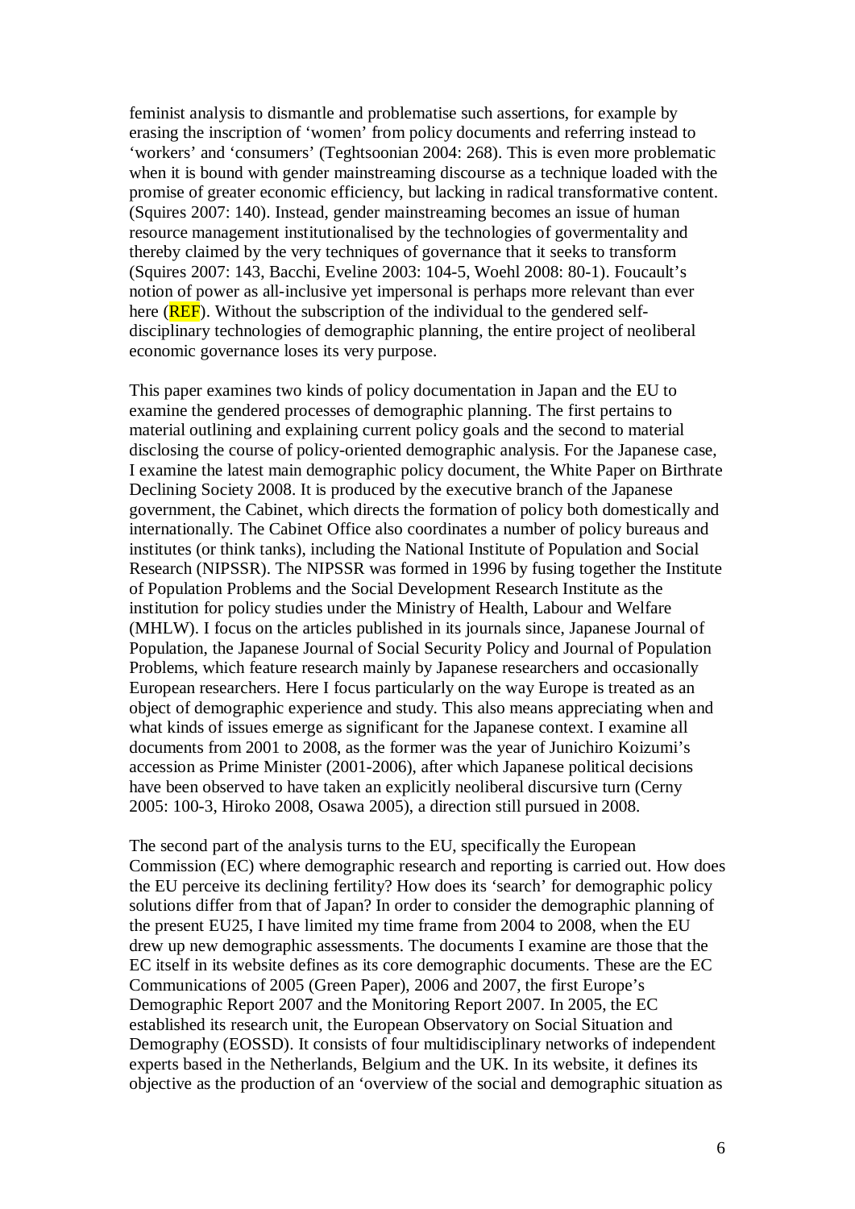feminist analysis to dismantle and problematise such assertions, for example by erasing the inscription of 'women' from policy documents and referring instead to 'workers' and 'consumers' (Teghtsoonian 2004: 268). This is even more problematic when it is bound with gender mainstreaming discourse as a technique loaded with the promise of greater economic efficiency, but lacking in radical transformative content. (Squires 2007: 140). Instead, gender mainstreaming becomes an issue of human resource management institutionalised by the technologies of govermentality and thereby claimed by the very techniques of governance that it seeks to transform (Squires 2007: 143, Bacchi, Eveline 2003: 104-5, Woehl 2008: 80-1). Foucault's notion of power as all-inclusive yet impersonal is perhaps more relevant than ever here (REF). Without the subscription of the individual to the gendered self-disciplinary technologies of demographic planning, the entire project of neoliberal economic governance loses its very purpose.

This paper examines two kinds of policy documentation in Japan and the EU to examine the gendered processes of demographic planning. The first pertains to material outlining and explaining current policy goals and the second to material disclosing the course of policy-oriented demographic analysis. For the Japanese case, I examine the latest main demographic policy document, the White Paper on Birthrate Declining Society 2008. It is produced by the executive branch of the Japanese government, the Cabinet, which directs the formation of policy both domestically and internationally. The Cabinet Office also coordinates a number of policy bureaus and institutes (or think tanks), including the National Institute of Population and Social Research (NIPSSR). The NIPSSR was formed in 1996 by fusing together the Institute of Population Problems and the Social Development Research Institute as the institution for policy studies under the Ministry of Health, Labour and Welfare (MHLW). I focus on the articles published in its journals since, Japanese Journal of Population, the Japanese Journal of Social Security Policy and Journal of Population Problems, which feature research mainly by Japanese researchers and occasionally European researchers. Here I focus particularly on the way Europe is treated as an object of demographic experience and study. This also means appreciating when and what kinds of issues emerge as significant for the Japanese context. I examine all documents from 2001 to 2008, as the former was the year of Junichiro Koizumi's accession as Prime Minister (2001-2006), after which Japanese political decisions have been observed to have taken an explicitly neoliberal discursive turn (Cerny 2005: 100-3, Hiroko 2008, Osawa 2005), a direction still pursued in 2008.

The second part of the analysis turns to the EU, specifically the European Commission (EC) where demographic research and reporting is carried out. How does the EU perceive its declining fertility? How does its 'search' for demographic policy solutions differ from that of Japan? In order to consider the demographic planning of the present EU25, I have limited my time frame from 2004 to 2008, when the EU drew up new demographic assessments. The documents I examine are those that the EC itself in its website defines as its core demographic documents. These are the EC Communications of 2005 (Green Paper), 2006 and 2007, the first Europe's Demographic Report 2007 and the Monitoring Report 2007. In 2005, the EC established its research unit, the European Observatory on Social Situation and Demography (EOSSD). It consists of four multidisciplinary networks of independent experts based in the Netherlands, Belgium and the UK. In its website, it defines its objective as the production of an 'overview of the social and demographic situation as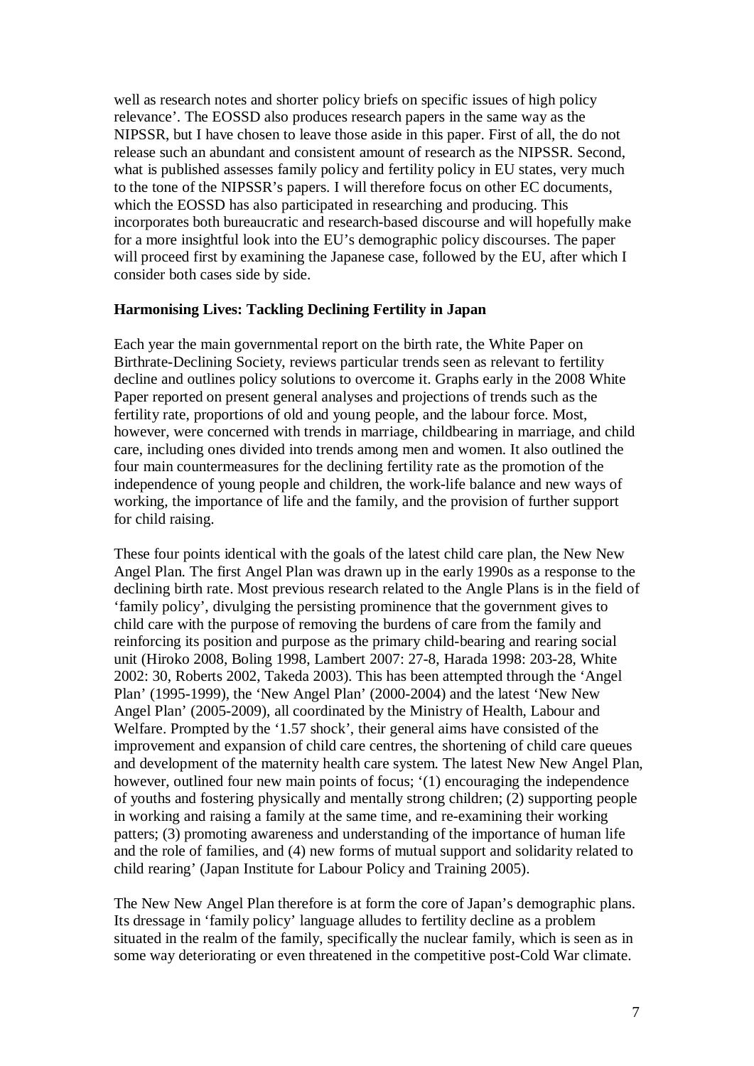well as research notes and shorter policy briefs on specific issues of high policy relevance'. The EOSSD also produces research papers in the same way as the NIPSSR, but I have chosen to leave those aside in this paper. First of all, the do not release such an abundant and consistent amount of research as the NIPSSR. Second, what is published assesses family policy and fertility policy in EU states, very much to the tone of the NIPSSR's papers. I will therefore focus on other EC documents, which the EOSSD has also participated in researching and producing. This incorporates both bureaucratic and research-based discourse and will hopefully make for a more insightful look into the EU's demographic policy discourses. The paper will proceed first by examining the Japanese case, followed by the EU, after which I consider both cases side by side.

**Harmonising Lives: Tackling Declining Fertility in Japan**

Each year the main governmental report on the birth rate, the White Paper on Birthrate-Declining Society, reviews particular trends seen as relevant to fertility decline and outlines policy solutions to overcome it. Graphs early in the 2008 White Paper reported on present general analyses and projections of trends such as the fertility rate, proportions of old and young people, and the labour force. Most, however, were concerned with trends in marriage, childbearing in marriage, and child care, including ones divided into trends among men and women. It also outlined the four main countermeasures for the declining fertility rate as the promotion of the independence of young people and children, the work-life balance and new ways of working, the importance of life and the family, and the provision of further support for child raising.

These four points identical with the goals of the latest child care plan, the New New Angel Plan. The first Angel Plan was drawn up in the early 1990s as a response to the declining birth rate. Most previous research related to the Angle Plans is in the field of 'family policy', divulging the persisting prominence that the government gives to child care with the purpose of removing the burdens of care from the family and reinforcing its position and purpose as the primary child-bearing and rearing social unit (Hiroko 2008, Boling 1998, Lambert 2007: 27-8, Harada 1998: 203-28, White 2002: 30, Roberts 2002, Takeda 2003). This has been attempted through the 'Angel Plan' (1995-1999), the 'New Angel Plan' (2000-2004) and the latest 'New New Angel Plan' (2005-2009), all coordinated by the Ministry of Health, Labour and Welfare. Prompted by the '1.57 shock', their general aims have consisted of the improvement and expansion of child care centres, the shortening of child care queues and development of the maternity health care system. The latest New New Angel Plan, however, outlined four new main points of focus; '(1) encouraging the independence of youths and fostering physically and mentally strong children; (2) supporting people in working and raising a family at the same time, and re-examining their working patters; (3) promoting awareness and understanding of the importance of human life and the role of families, and (4) new forms of mutual support and solidarity related to child rearing' (Japan Institute for Labour Policy and Training 2005).

The New New Angel Plan therefore is at form the core of Japan's demographic plans. Its dressage in 'family policy' language alludes to fertility decline as a problem situated in the realm of the family, specifically the nuclear family, which is seen as in some way deteriorating or even threatened in the competitive post-Cold War climate.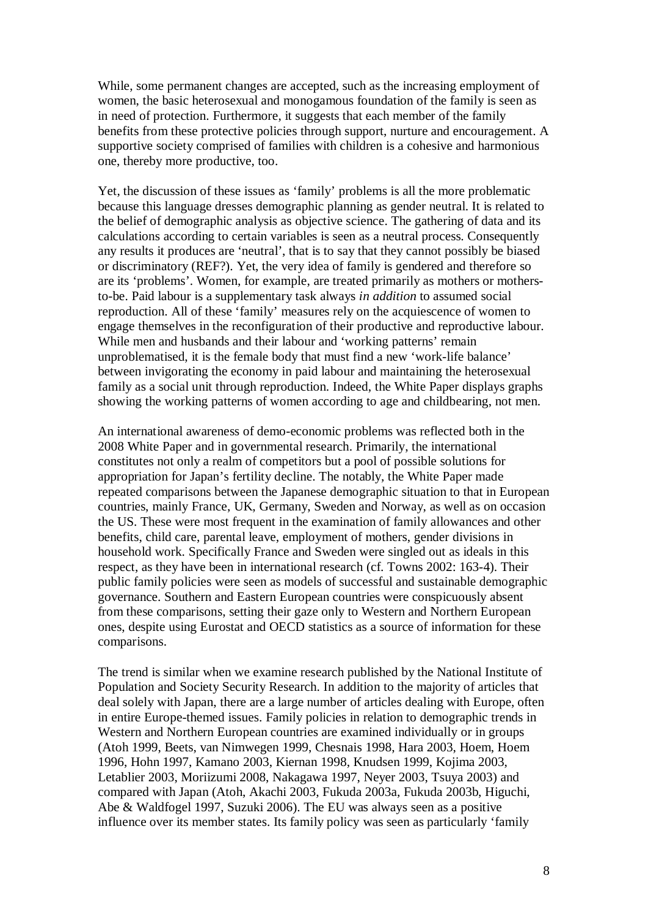While, some permanent changes are accepted, such as the increasing employment of women, the basic heterosexual and monogamous foundation of the family is seen as in need of protection. Furthermore, it suggests that each member of the family benefits from these protective policies through support, nurture and encouragement. A supportive society comprised of families with children is a cohesive and harmonious one, thereby more productive, too.

Yet, the discussion of these issues as 'family' problems is all the more problematic because this language dresses demographic planning as gender neutral. It is related to the belief of demographic analysis as objective science. The gathering of data and its calculations according to certain variables is seen as a neutral process. Consequently any results it produces are 'neutral', that is to say that they cannot possibly be biased or discriminatory (REF?). Yet, the very idea of family is gendered and therefore so are its 'problems'. Women, for example, are treated primarily as mothers or mothers-to-be. Paid labour is a supplementary task always *in addition* to assumed social reproduction. All of these 'family' measures rely on the acquiescence of women to engage themselves in the reconfiguration of their productive and reproductive labour. While men and husbands and their labour and 'working patterns' remain unproblematised, it is the female body that must find a new 'work-life balance' between invigorating the economy in paid labour and maintaining the heterosexual family as a social unit through reproduction. Indeed, the White Paper displays graphs showing the working patterns of women according to age and childbearing, not men.

An international awareness of demo-economic problems was reflected both in the 2008 White Paper and in governmental research. Primarily, the international constitutes not only a realm of competitors but a pool of possible solutions for appropriation for Japan's fertility decline. The notably, the White Paper made repeated comparisons between the Japanese demographic situation to that in European countries, mainly France, UK, Germany, Sweden and Norway, as well as on occasion the US. These were most frequent in the examination of family allowances and other benefits, child care, parental leave, employment of mothers, gender divisions in household work. Specifically France and Sweden were singled out as ideals in this respect, as they have been in international research (cf. Towns 2002: 163-4). Their public family policies were seen as models of successful and sustainable demographic governance. Southern and Eastern European countries were conspicuously absent from these comparisons, setting their gaze only to Western and Northern European ones, despite using Eurostat and OECD statistics as a source of information for these comparisons.

The trend is similar when we examine research published by the National Institute of Population and Society Security Research. In addition to the majority of articles that deal solely with Japan, there are a large number of articles dealing with Europe, often in entire Europe-themed issues. Family policies in relation to demographic trends in Western and Northern European countries are examined individually or in groups (Atoh 1999, Beets, van Nimwegen 1999, Chesnais 1998, Hara 2003, Hoem, Hoem 1996, Hohn 1997, Kamano 2003, Kiernan 1998, Knudsen 1999, Kojima 2003, Letablier 2003, Moriizumi 2008, Nakagawa 1997, Neyer 2003, Tsuya 2003) and compared with Japan (Atoh, Akachi 2003, Fukuda 2003a, Fukuda 2003b, Higuchi, Abe & Waldfogel 1997, Suzuki 2006). The EU was always seen as a positive influence over its member states. Its family policy was seen as particularly 'family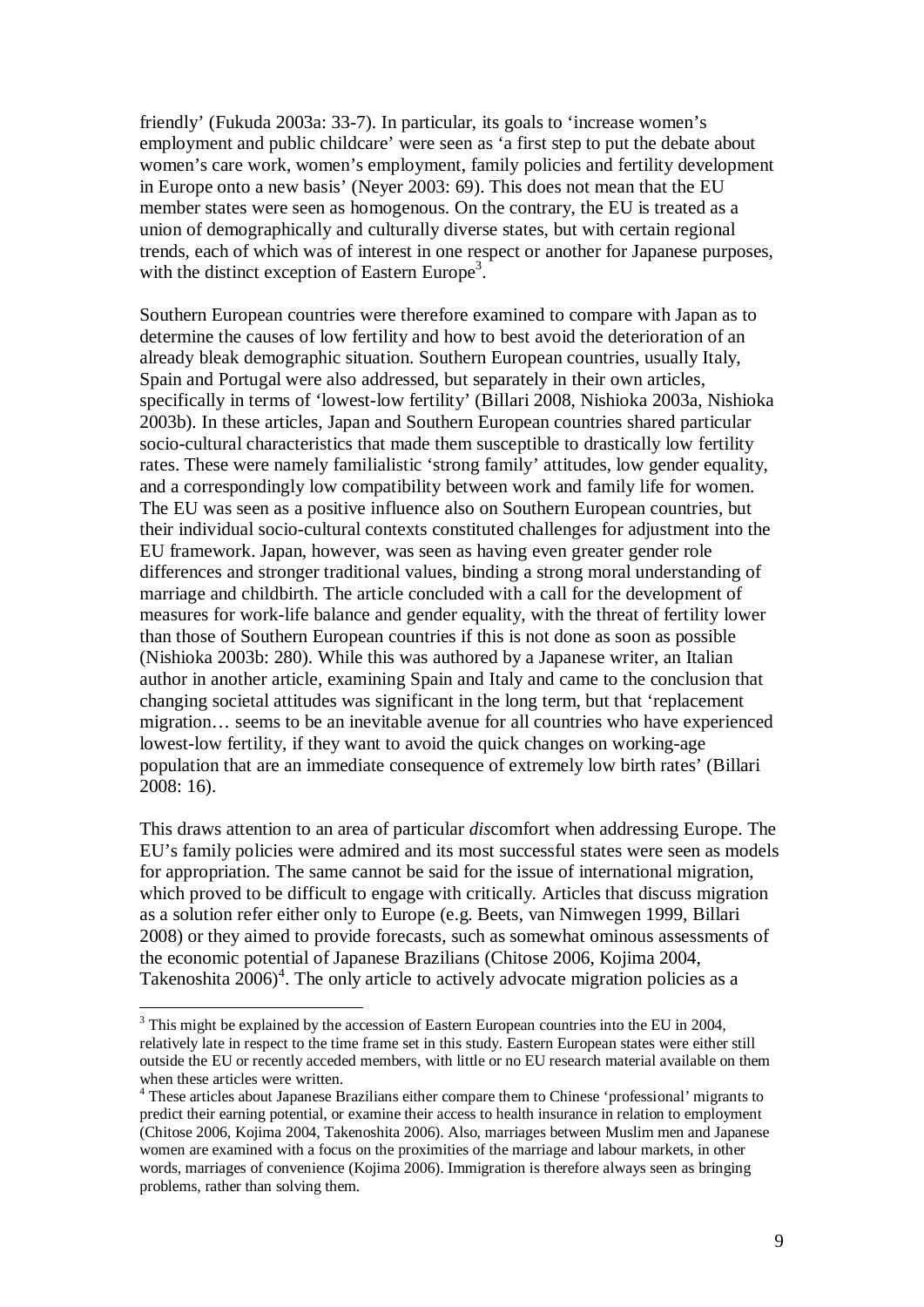friendly' (Fukuda 2003a: 33-7). In particular, its goals to 'increase women's employment and public childcare' were seen as 'a first step to put the debate about women's care work, women's employment, family policies and fertility development in Europe onto a new basis' (Neyer 2003: 69). This does not mean that the EU member states were seen as homogenous. On the contrary, the EU is treated as a union of demographically and culturally diverse states, but with certain regional trends, each of which was of interest in one respect or another for Japanese purposes, with the distinct exception of Eastern Europe[3].

Southern European countries were therefore examined to compare with Japan as to determine the causes of low fertility and how to best avoid the deterioration of an already bleak demographic situation. Southern European countries, usually Italy, Spain and Portugal were also addressed, but separately in their own articles, specifically in terms of 'lowest-low fertility' (Billari 2008, Nishioka 2003a, Nishioka 2003b). In these articles, Japan and Southern European countries shared particular socio-cultural characteristics that made them susceptible to drastically low fertility rates. These were namely familialistic 'strong family' attitudes, low gender equality, and a correspondingly low compatibility between work and family life for women. The EU was seen as a positive influence also on Southern European countries, but their individual socio-cultural contexts constituted challenges for adjustment into the EU framework. Japan, however, was seen as having even greater gender role differences and stronger traditional values, binding a strong moral understanding of marriage and childbirth. The article concluded with a call for the development of measures for work-life balance and gender equality, with the threat of fertility lower than those of Southern European countries if this is not done as soon as possible (Nishioka 2003b: 280). While this was authored by a Japanese writer, an Italian author in another article, examining Spain and Italy and came to the conclusion that changing societal attitudes was significant in the long term, but that 'replacement migration… seems to be an inevitable avenue for all countries who have experienced lowest-low fertility, if they want to avoid the quick changes on working-age population that are an immediate consequence of extremely low birth rates' (Billari 2008: 16).

This draws attention to an area of particular *dis*comfort when addressing Europe. The EU's family policies were admired and its most successful states were seen as models for appropriation. The same cannot be said for the issue of international migration, which proved to be difficult to engage with critically. Articles that discuss migration as a solution refer either only to Europe (e.g. Beets, van Nimwegen 1999, Billari 2008) or they aimed to provide forecasts, such as somewhat ominous assessments of the economic potential of Japanese Brazilians (Chitose 2006, Kojima 2004, Takenoshita 2006)[4]. The only article to actively advocate migration policies as a

---

[3] This might be explained by the accession of Eastern European countries into the EU in 2004, relatively late in respect to the time frame set in this study. Eastern European states were either still outside the EU or recently acceded members, with little or no EU research material available on them when these articles were written.

[4] These articles about Japanese Brazilians either compare them to Chinese 'professional' migrants to predict their earning potential, or examine their access to health insurance in relation to employment (Chitose 2006, Kojima 2004, Takenoshita 2006). Also, marriages between Muslim men and Japanese women are examined with a focus on the proximities of the marriage and labour markets, in other words, marriages of convenience (Kojima 2006). Immigration is therefore always seen as bringing problems, rather than solving them.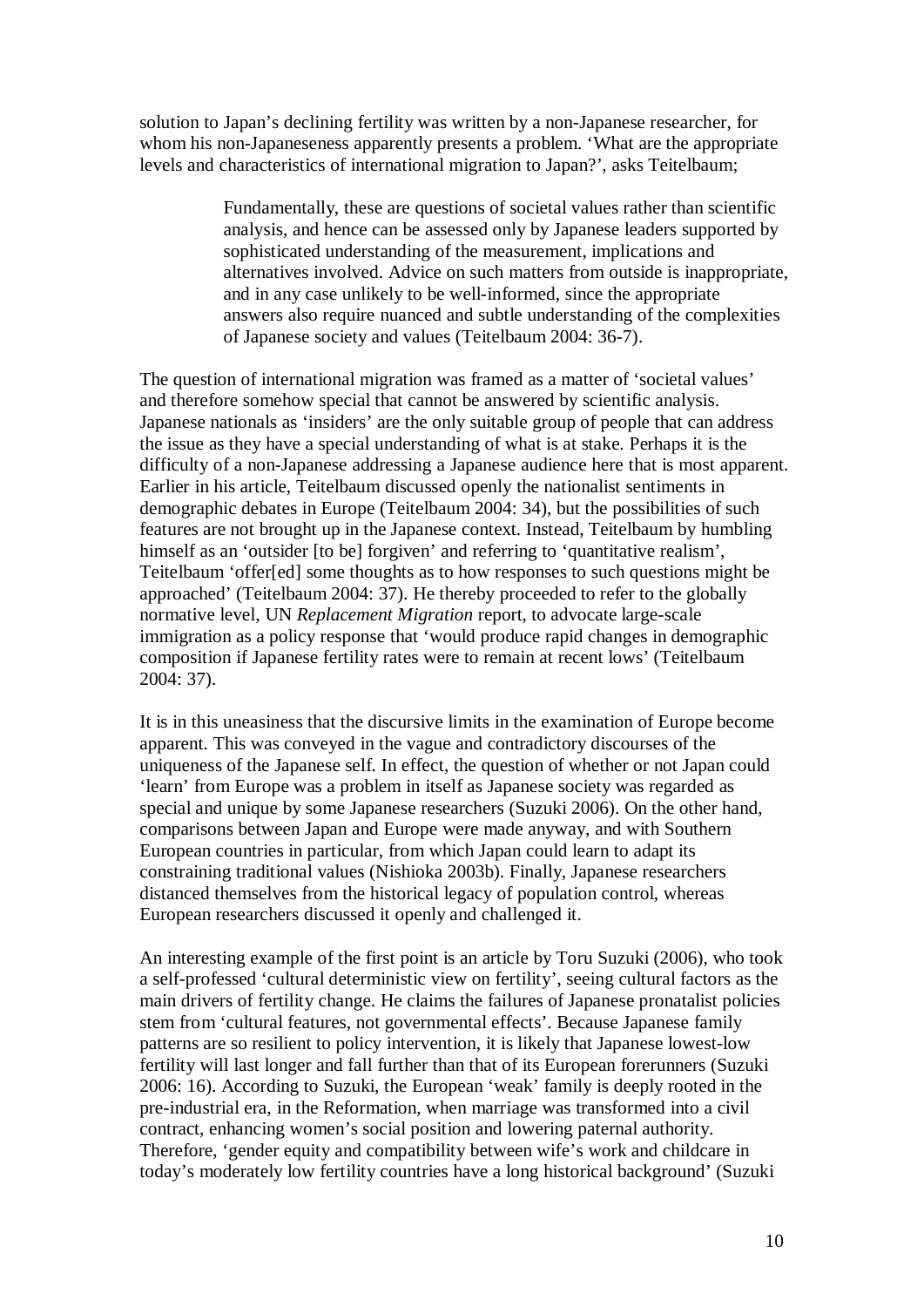solution to Japan's declining fertility was written by a non-Japanese researcher, for whom his non-Japaneseness apparently presents a problem. 'What are the appropriate levels and characteristics of international migration to Japan?', asks Teitelbaum;

> Fundamentally, these are questions of societal values rather than scientific analysis, and hence can be assessed only by Japanese leaders supported by sophisticated understanding of the measurement, implications and alternatives involved. Advice on such matters from outside is inappropriate, and in any case unlikely to be well-informed, since the appropriate answers also require nuanced and subtle understanding of the complexities of Japanese society and values (Teitelbaum 2004: 36-7).

The question of international migration was framed as a matter of 'societal values' and therefore somehow special that cannot be answered by scientific analysis. Japanese nationals as 'insiders' are the only suitable group of people that can address the issue as they have a special understanding of what is at stake. Perhaps it is the difficulty of a non-Japanese addressing a Japanese audience here that is most apparent. Earlier in his article, Teitelbaum discussed openly the nationalist sentiments in demographic debates in Europe (Teitelbaum 2004: 34), but the possibilities of such features are not brought up in the Japanese context. Instead, Teitelbaum by humbling himself as an 'outsider [to be] forgiven' and referring to 'quantitative realism', Teitelbaum 'offer[ed] some thoughts as to how responses to such questions might be approached' (Teitelbaum 2004: 37). He thereby proceeded to refer to the globally normative level, UN *Replacement Migration* report, to advocate large-scale immigration as a policy response that 'would produce rapid changes in demographic composition if Japanese fertility rates were to remain at recent lows' (Teitelbaum 2004: 37).

It is in this uneasiness that the discursive limits in the examination of Europe become apparent. This was conveyed in the vague and contradictory discourses of the uniqueness of the Japanese self. In effect, the question of whether or not Japan could 'learn' from Europe was a problem in itself as Japanese society was regarded as special and unique by some Japanese researchers (Suzuki 2006). On the other hand, comparisons between Japan and Europe were made anyway, and with Southern European countries in particular, from which Japan could learn to adapt its constraining traditional values (Nishioka 2003b). Finally, Japanese researchers distanced themselves from the historical legacy of population control, whereas European researchers discussed it openly and challenged it.

An interesting example of the first point is an article by Toru Suzuki (2006), who took a self-professed 'cultural deterministic view on fertility', seeing cultural factors as the main drivers of fertility change. He claims the failures of Japanese pronatalist policies stem from 'cultural features, not governmental effects'. Because Japanese family patterns are so resilient to policy intervention, it is likely that Japanese lowest-low fertility will last longer and fall further than that of its European forerunners (Suzuki 2006: 16). According to Suzuki, the European 'weak' family is deeply rooted in the pre-industrial era, in the Reformation, when marriage was transformed into a civil contract, enhancing women's social position and lowering paternal authority. Therefore, 'gender equity and compatibility between wife's work and childcare in today's moderately low fertility countries have a long historical background' (Suzuki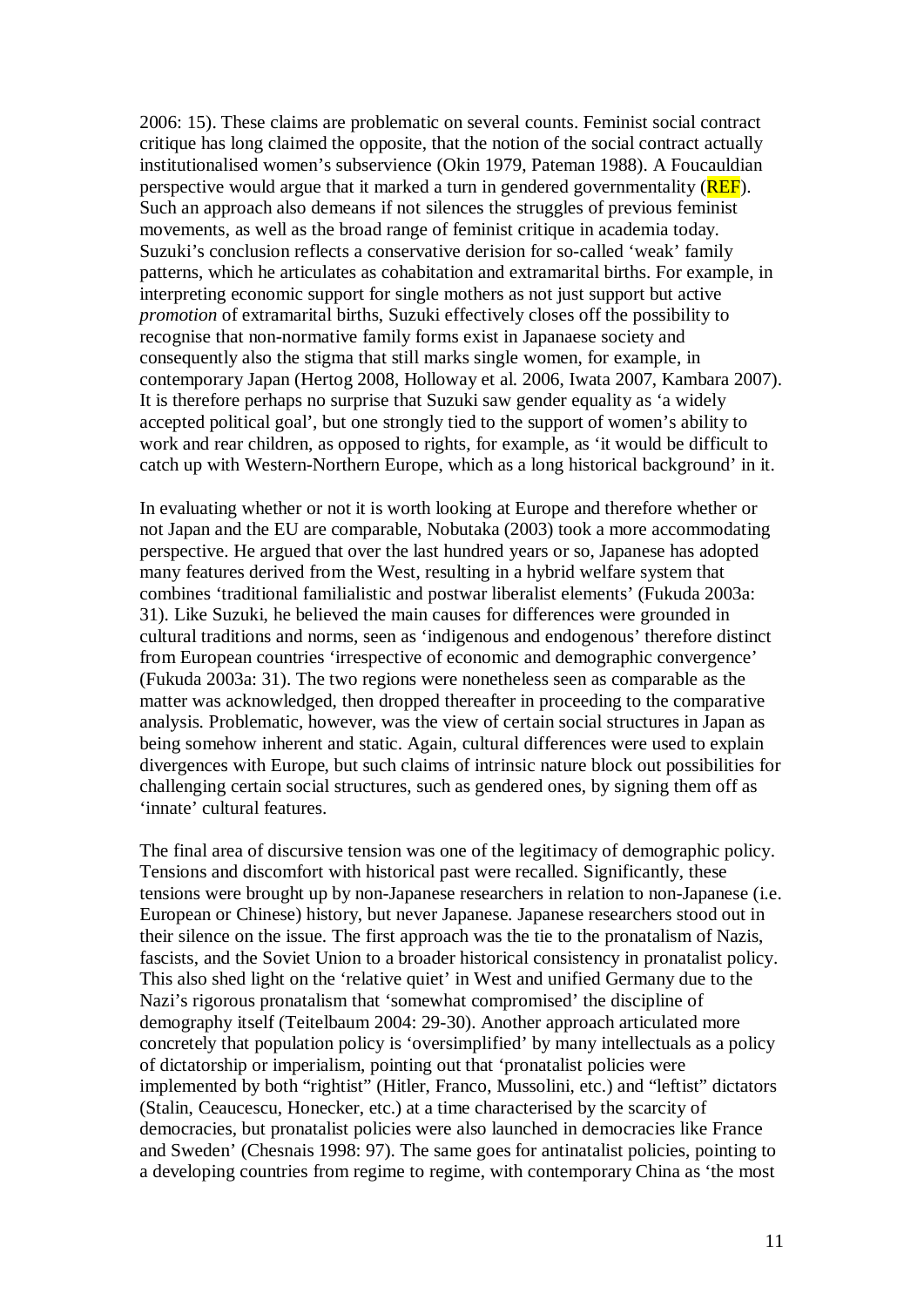2006: 15). These claims are problematic on several counts. Feminist social contract critique has long claimed the opposite, that the notion of the social contract actually institutionalised women's subservience (Okin 1979, Pateman 1988). A Foucauldian perspective would argue that it marked a turn in gendered governmentality (REF). Such an approach also demeans if not silences the struggles of previous feminist movements, as well as the broad range of feminist critique in academia today. Suzuki's conclusion reflects a conservative derision for so-called 'weak' family patterns, which he articulates as cohabitation and extramarital births. For example, in interpreting economic support for single mothers as not just support but active *promotion* of extramarital births, Suzuki effectively closes off the possibility to recognise that non-normative family forms exist in Japanaese society and consequently also the stigma that still marks single women, for example, in contemporary Japan (Hertog 2008, Holloway et al. 2006, Iwata 2007, Kambara 2007). It is therefore perhaps no surprise that Suzuki saw gender equality as 'a widely accepted political goal', but one strongly tied to the support of women's ability to work and rear children, as opposed to rights, for example, as 'it would be difficult to catch up with Western-Northern Europe, which as a long historical background' in it.

In evaluating whether or not it is worth looking at Europe and therefore whether or not Japan and the EU are comparable, Nobutaka (2003) took a more accommodating perspective. He argued that over the last hundred years or so, Japanese has adopted many features derived from the West, resulting in a hybrid welfare system that combines 'traditional familialistic and postwar liberalist elements' (Fukuda 2003a: 31). Like Suzuki, he believed the main causes for differences were grounded in cultural traditions and norms, seen as 'indigenous and endogenous' therefore distinct from European countries 'irrespective of economic and demographic convergence' (Fukuda 2003a: 31). The two regions were nonetheless seen as comparable as the matter was acknowledged, then dropped thereafter in proceeding to the comparative analysis. Problematic, however, was the view of certain social structures in Japan as being somehow inherent and static. Again, cultural differences were used to explain divergences with Europe, but such claims of intrinsic nature block out possibilities for challenging certain social structures, such as gendered ones, by signing them off as 'innate' cultural features.

The final area of discursive tension was one of the legitimacy of demographic policy. Tensions and discomfort with historical past were recalled. Significantly, these tensions were brought up by non-Japanese researchers in relation to non-Japanese (i.e. European or Chinese) history, but never Japanese. Japanese researchers stood out in their silence on the issue. The first approach was the tie to the pronatalism of Nazis, fascists, and the Soviet Union to a broader historical consistency in pronatalist policy. This also shed light on the 'relative quiet' in West and unified Germany due to the Nazi's rigorous pronatalism that 'somewhat compromised' the discipline of demography itself (Teitelbaum 2004: 29-30). Another approach articulated more concretely that population policy is 'oversimplified' by many intellectuals as a policy of dictatorship or imperialism, pointing out that 'pronatalist policies were implemented by both "rightist" (Hitler, Franco, Mussolini, etc.) and "leftist" dictators (Stalin, Ceaucescu, Honecker, etc.) at a time characterised by the scarcity of democracies, but pronatalist policies were also launched in democracies like France and Sweden' (Chesnais 1998: 97). The same goes for antinatalist policies, pointing to a developing countries from regime to regime, with contemporary China as 'the most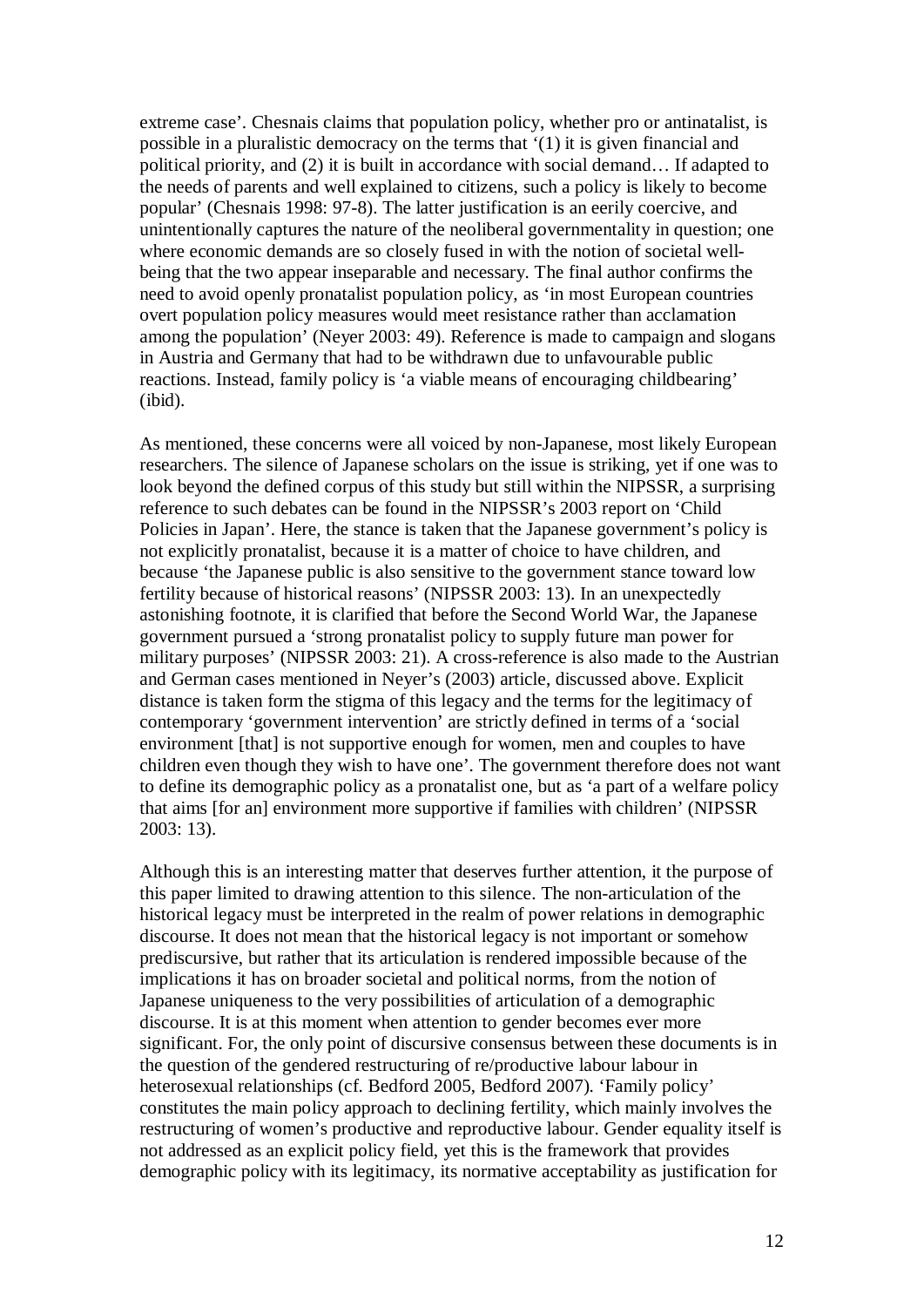extreme case'. Chesnais claims that population policy, whether pro or antinatalist, is possible in a pluralistic democracy on the terms that '(1) it is given financial and political priority, and (2) it is built in accordance with social demand… If adapted to the needs of parents and well explained to citizens, such a policy is likely to become popular' (Chesnais 1998: 97-8). The latter justification is an eerily coercive, and unintentionally captures the nature of the neoliberal governmentality in question; one where economic demands are so closely fused in with the notion of societal well-being that the two appear inseparable and necessary. The final author confirms the need to avoid openly pronatalist population policy, as 'in most European countries overt population policy measures would meet resistance rather than acclamation among the population' (Neyer 2003: 49). Reference is made to campaign and slogans in Austria and Germany that had to be withdrawn due to unfavourable public reactions. Instead, family policy is 'a viable means of encouraging childbearing' (ibid).

As mentioned, these concerns were all voiced by non-Japanese, most likely European researchers. The silence of Japanese scholars on the issue is striking, yet if one was to look beyond the defined corpus of this study but still within the NIPSSR, a surprising reference to such debates can be found in the NIPSSR's 2003 report on 'Child Policies in Japan'. Here, the stance is taken that the Japanese government's policy is not explicitly pronatalist, because it is a matter of choice to have children, and because 'the Japanese public is also sensitive to the government stance toward low fertility because of historical reasons' (NIPSSR 2003: 13). In an unexpectedly astonishing footnote, it is clarified that before the Second World War, the Japanese government pursued a 'strong pronatalist policy to supply future man power for military purposes' (NIPSSR 2003: 21). A cross-reference is also made to the Austrian and German cases mentioned in Neyer's (2003) article, discussed above. Explicit distance is taken form the stigma of this legacy and the terms for the legitimacy of contemporary 'government intervention' are strictly defined in terms of a 'social environment [that] is not supportive enough for women, men and couples to have children even though they wish to have one'. The government therefore does not want to define its demographic policy as a pronatalist one, but as 'a part of a welfare policy that aims [for an] environment more supportive if families with children' (NIPSSR 2003: 13).

Although this is an interesting matter that deserves further attention, it the purpose of this paper limited to drawing attention to this silence. The non-articulation of the historical legacy must be interpreted in the realm of power relations in demographic discourse. It does not mean that the historical legacy is not important or somehow prediscursive, but rather that its articulation is rendered impossible because of the implications it has on broader societal and political norms, from the notion of Japanese uniqueness to the very possibilities of articulation of a demographic discourse. It is at this moment when attention to gender becomes ever more significant. For, the only point of discursive consensus between these documents is in the question of the gendered restructuring of re/productive labour labour in heterosexual relationships (cf. Bedford 2005, Bedford 2007). 'Family policy' constitutes the main policy approach to declining fertility, which mainly involves the restructuring of women's productive and reproductive labour. Gender equality itself is not addressed as an explicit policy field, yet this is the framework that provides demographic policy with its legitimacy, its normative acceptability as justification for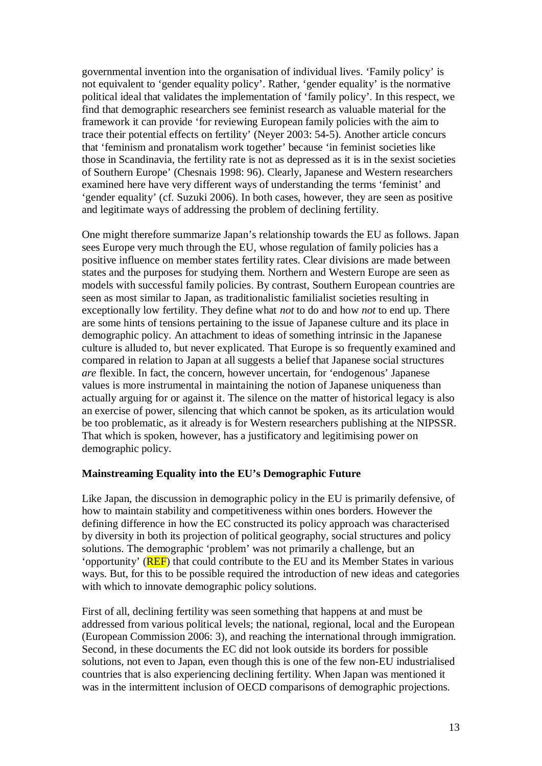governmental invention into the organisation of individual lives. 'Family policy' is not equivalent to 'gender equality policy'. Rather, 'gender equality' is the normative political ideal that validates the implementation of 'family policy'. In this respect, we find that demographic researchers see feminist research as valuable material for the framework it can provide 'for reviewing European family policies with the aim to trace their potential effects on fertility' (Neyer 2003: 54-5). Another article concurs that 'feminism and pronatalism work together' because 'in feminist societies like those in Scandinavia, the fertility rate is not as depressed as it is in the sexist societies of Southern Europe' (Chesnais 1998: 96). Clearly, Japanese and Western researchers examined here have very different ways of understanding the terms 'feminist' and 'gender equality' (cf. Suzuki 2006). In both cases, however, they are seen as positive and legitimate ways of addressing the problem of declining fertility.

One might therefore summarize Japan's relationship towards the EU as follows. Japan sees Europe very much through the EU, whose regulation of family policies has a positive influence on member states fertility rates. Clear divisions are made between states and the purposes for studying them. Northern and Western Europe are seen as models with successful family policies. By contrast, Southern European countries are seen as most similar to Japan, as traditionalistic familialist societies resulting in exceptionally low fertility. They define what *not* to do and how *not* to end up. There are some hints of tensions pertaining to the issue of Japanese culture and its place in demographic policy. An attachment to ideas of something intrinsic in the Japanese culture is alluded to, but never explicated. That Europe is so frequently examined and compared in relation to Japan at all suggests a belief that Japanese social structures *are* flexible. In fact, the concern, however uncertain, for 'endogenous' Japanese values is more instrumental in maintaining the notion of Japanese uniqueness than actually arguing for or against it. The silence on the matter of historical legacy is also an exercise of power, silencing that which cannot be spoken, as its articulation would be too problematic, as it already is for Western researchers publishing at the NIPSSR. That which is spoken, however, has a justificatory and legitimising power on demographic policy.

**Mainstreaming Equality into the EU's Demographic Future**

Like Japan, the discussion in demographic policy in the EU is primarily defensive, of how to maintain stability and competitiveness within ones borders. However the defining difference in how the EC constructed its policy approach was characterised by diversity in both its projection of political geography, social structures and policy solutions. The demographic 'problem' was not primarily a challenge, but an 'opportunity' (REF) that could contribute to the EU and its Member States in various ways. But, for this to be possible required the introduction of new ideas and categories with which to innovate demographic policy solutions.

First of all, declining fertility was seen something that happens at and must be addressed from various political levels; the national, regional, local and the European (European Commission 2006: 3), and reaching the international through immigration. Second, in these documents the EC did not look outside its borders for possible solutions, not even to Japan, even though this is one of the few non-EU industrialised countries that is also experiencing declining fertility. When Japan was mentioned it was in the intermittent inclusion of OECD comparisons of demographic projections.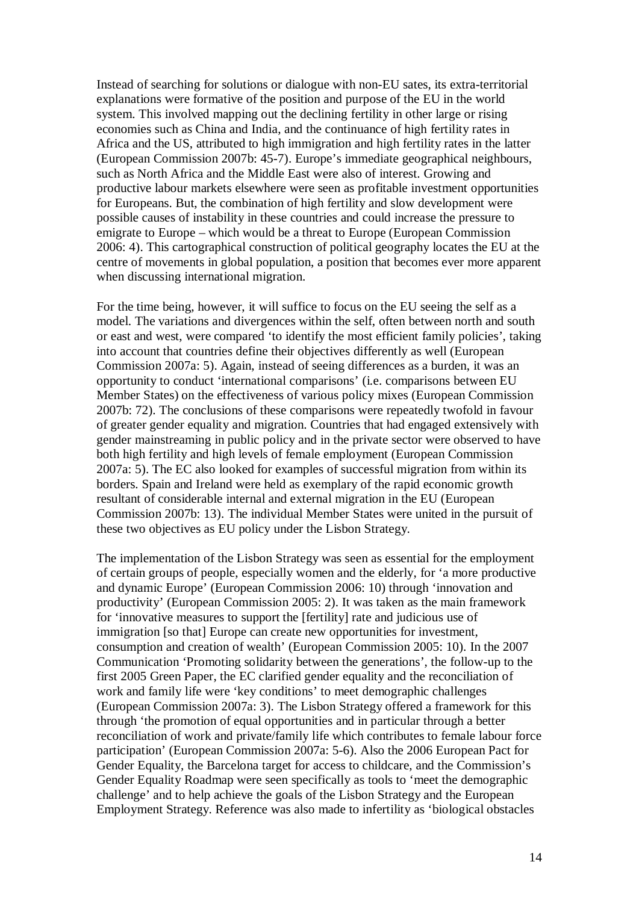Instead of searching for solutions or dialogue with non-EU sates, its extra-territorial explanations were formative of the position and purpose of the EU in the world system. This involved mapping out the declining fertility in other large or rising economies such as China and India, and the continuance of high fertility rates in Africa and the US, attributed to high immigration and high fertility rates in the latter (European Commission 2007b: 45-7). Europe's immediate geographical neighbours, such as North Africa and the Middle East were also of interest. Growing and productive labour markets elsewhere were seen as profitable investment opportunities for Europeans. But, the combination of high fertility and slow development were possible causes of instability in these countries and could increase the pressure to emigrate to Europe – which would be a threat to Europe (European Commission 2006: 4). This cartographical construction of political geography locates the EU at the centre of movements in global population, a position that becomes ever more apparent when discussing international migration.

For the time being, however, it will suffice to focus on the EU seeing the self as a model. The variations and divergences within the self, often between north and south or east and west, were compared 'to identify the most efficient family policies', taking into account that countries define their objectives differently as well (European Commission 2007a: 5). Again, instead of seeing differences as a burden, it was an opportunity to conduct 'international comparisons' (i.e. comparisons between EU Member States) on the effectiveness of various policy mixes (European Commission 2007b: 72). The conclusions of these comparisons were repeatedly twofold in favour of greater gender equality and migration. Countries that had engaged extensively with gender mainstreaming in public policy and in the private sector were observed to have both high fertility and high levels of female employment (European Commission 2007a: 5). The EC also looked for examples of successful migration from within its borders. Spain and Ireland were held as exemplary of the rapid economic growth resultant of considerable internal and external migration in the EU (European Commission 2007b: 13). The individual Member States were united in the pursuit of these two objectives as EU policy under the Lisbon Strategy.

The implementation of the Lisbon Strategy was seen as essential for the employment of certain groups of people, especially women and the elderly, for 'a more productive and dynamic Europe' (European Commission 2006: 10) through 'innovation and productivity' (European Commission 2005: 2). It was taken as the main framework for 'innovative measures to support the [fertility] rate and judicious use of immigration [so that] Europe can create new opportunities for investment, consumption and creation of wealth' (European Commission 2005: 10). In the 2007 Communication 'Promoting solidarity between the generations', the follow-up to the first 2005 Green Paper, the EC clarified gender equality and the reconciliation of work and family life were 'key conditions' to meet demographic challenges (European Commission 2007a: 3). The Lisbon Strategy offered a framework for this through 'the promotion of equal opportunities and in particular through a better reconciliation of work and private/family life which contributes to female labour force participation' (European Commission 2007a: 5-6). Also the 2006 European Pact for Gender Equality, the Barcelona target for access to childcare, and the Commission's Gender Equality Roadmap were seen specifically as tools to 'meet the demographic challenge' and to help achieve the goals of the Lisbon Strategy and the European Employment Strategy. Reference was also made to infertility as 'biological obstacles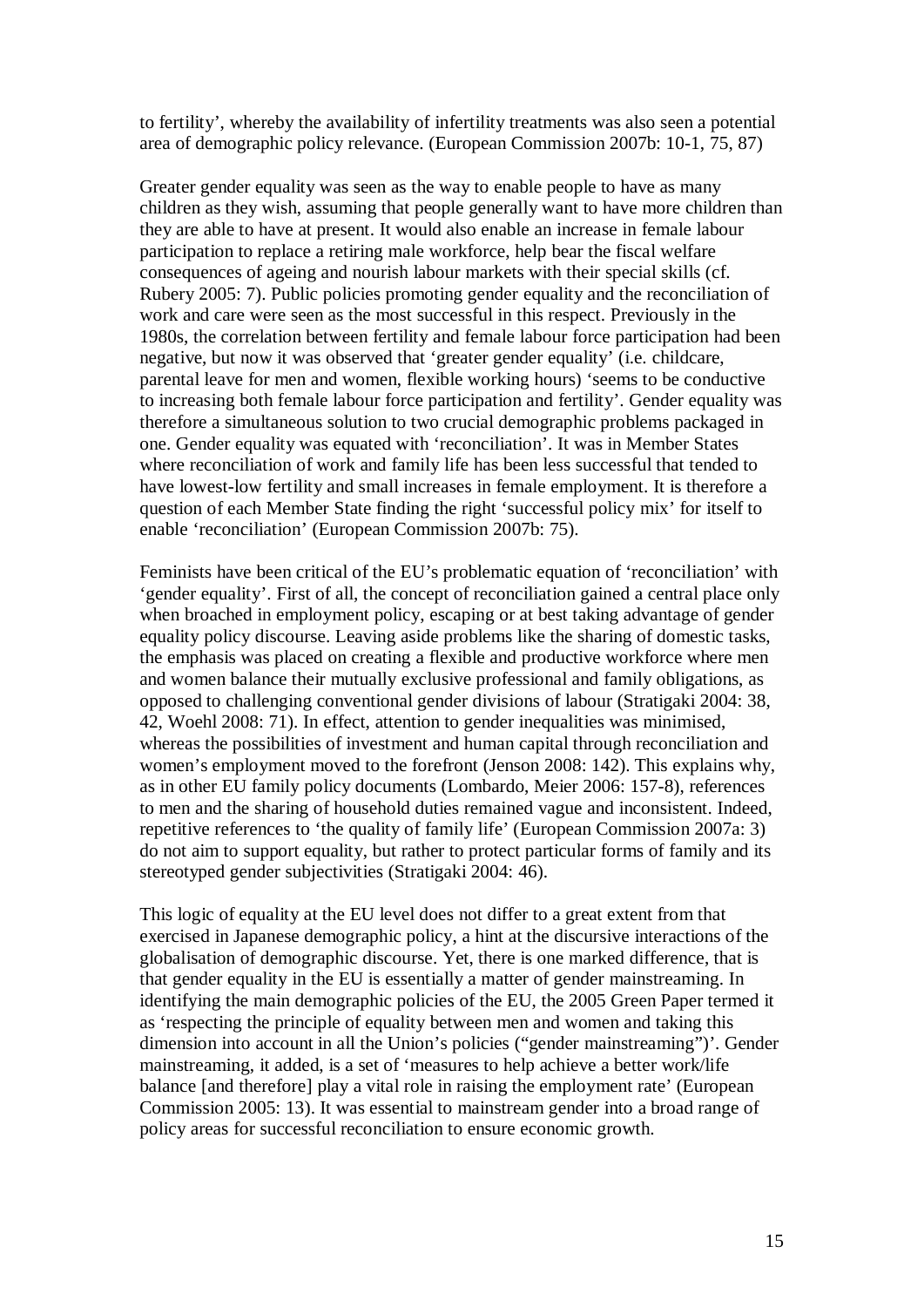to fertility', whereby the availability of infertility treatments was also seen a potential area of demographic policy relevance. (European Commission 2007b: 10-1, 75, 87)

Greater gender equality was seen as the way to enable people to have as many children as they wish, assuming that people generally want to have more children than they are able to have at present. It would also enable an increase in female labour participation to replace a retiring male workforce, help bear the fiscal welfare consequences of ageing and nourish labour markets with their special skills (cf. Rubery 2005: 7). Public policies promoting gender equality and the reconciliation of work and care were seen as the most successful in this respect. Previously in the 1980s, the correlation between fertility and female labour force participation had been negative, but now it was observed that 'greater gender equality' (i.e. childcare, parental leave for men and women, flexible working hours) 'seems to be conductive to increasing both female labour force participation and fertility'. Gender equality was therefore a simultaneous solution to two crucial demographic problems packaged in one. Gender equality was equated with 'reconciliation'. It was in Member States where reconciliation of work and family life has been less successful that tended to have lowest-low fertility and small increases in female employment. It is therefore a question of each Member State finding the right 'successful policy mix' for itself to enable 'reconciliation' (European Commission 2007b: 75).

Feminists have been critical of the EU's problematic equation of 'reconciliation' with 'gender equality'. First of all, the concept of reconciliation gained a central place only when broached in employment policy, escaping or at best taking advantage of gender equality policy discourse. Leaving aside problems like the sharing of domestic tasks, the emphasis was placed on creating a flexible and productive workforce where men and women balance their mutually exclusive professional and family obligations, as opposed to challenging conventional gender divisions of labour (Stratigaki 2004: 38, 42, Woehl 2008: 71). In effect, attention to gender inequalities was minimised, whereas the possibilities of investment and human capital through reconciliation and women's employment moved to the forefront (Jenson 2008: 142). This explains why, as in other EU family policy documents (Lombardo, Meier 2006: 157-8), references to men and the sharing of household duties remained vague and inconsistent. Indeed, repetitive references to 'the quality of family life' (European Commission 2007a: 3) do not aim to support equality, but rather to protect particular forms of family and its stereotyped gender subjectivities (Stratigaki 2004: 46).

This logic of equality at the EU level does not differ to a great extent from that exercised in Japanese demographic policy, a hint at the discursive interactions of the globalisation of demographic discourse. Yet, there is one marked difference, that is that gender equality in the EU is essentially a matter of gender mainstreaming. In identifying the main demographic policies of the EU, the 2005 Green Paper termed it as 'respecting the principle of equality between men and women and taking this dimension into account in all the Union's policies ("gender mainstreaming")'. Gender mainstreaming, it added, is a set of 'measures to help achieve a better work/life balance [and therefore] play a vital role in raising the employment rate' (European Commission 2005: 13). It was essential to mainstream gender into a broad range of policy areas for successful reconciliation to ensure economic growth.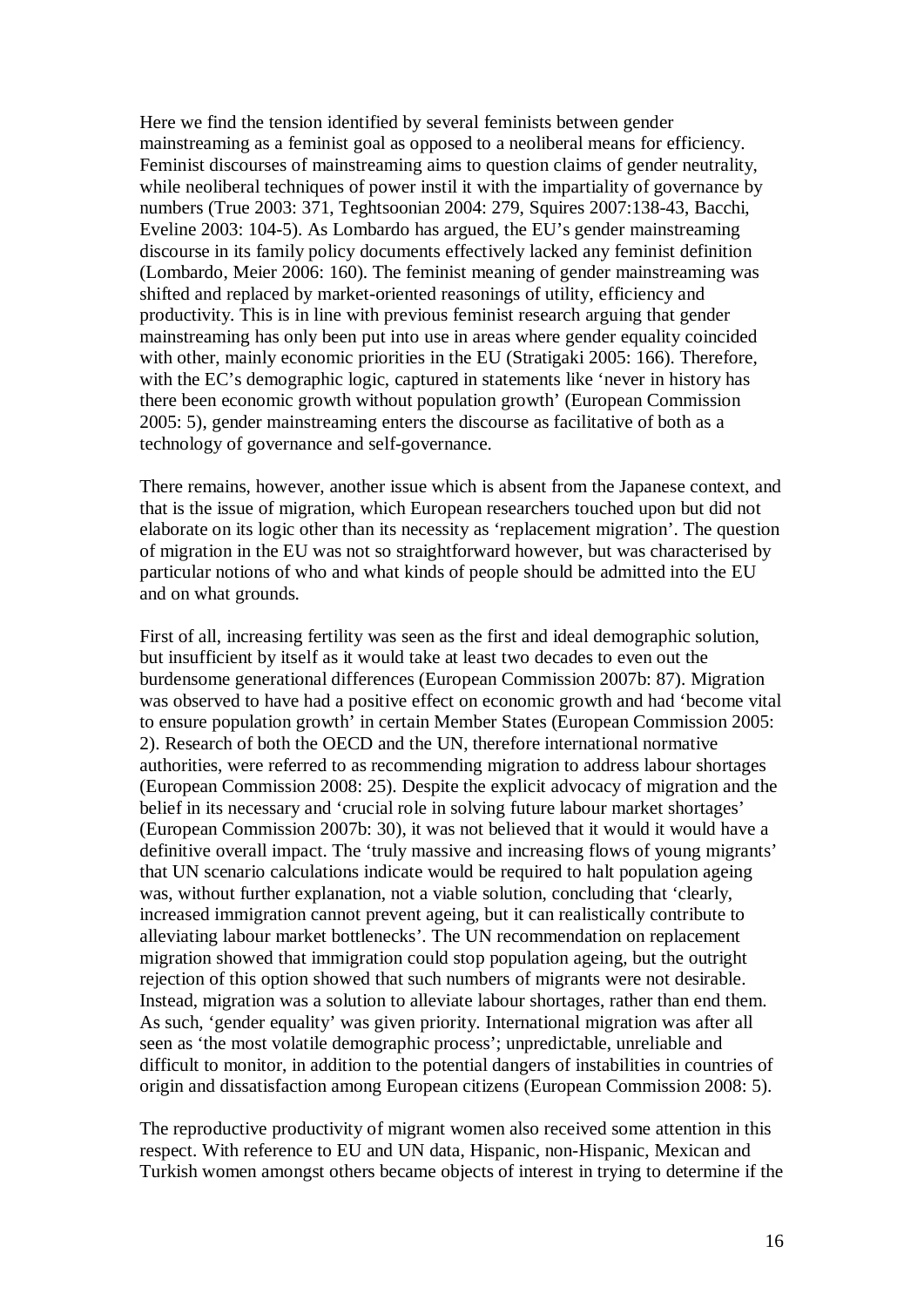Here we find the tension identified by several feminists between gender mainstreaming as a feminist goal as opposed to a neoliberal means for efficiency. Feminist discourses of mainstreaming aims to question claims of gender neutrality, while neoliberal techniques of power instil it with the impartiality of governance by numbers (True 2003: 371, Teghtsoonian 2004: 279, Squires 2007:138-43, Bacchi, Eveline 2003: 104-5). As Lombardo has argued, the EU's gender mainstreaming discourse in its family policy documents effectively lacked any feminist definition (Lombardo, Meier 2006: 160). The feminist meaning of gender mainstreaming was shifted and replaced by market-oriented reasonings of utility, efficiency and productivity. This is in line with previous feminist research arguing that gender mainstreaming has only been put into use in areas where gender equality coincided with other, mainly economic priorities in the EU (Stratigaki 2005: 166). Therefore, with the EC's demographic logic, captured in statements like 'never in history has there been economic growth without population growth' (European Commission 2005: 5), gender mainstreaming enters the discourse as facilitative of both as a technology of governance and self-governance.

There remains, however, another issue which is absent from the Japanese context, and that is the issue of migration, which European researchers touched upon but did not elaborate on its logic other than its necessity as 'replacement migration'. The question of migration in the EU was not so straightforward however, but was characterised by particular notions of who and what kinds of people should be admitted into the EU and on what grounds.

First of all, increasing fertility was seen as the first and ideal demographic solution, but insufficient by itself as it would take at least two decades to even out the burdensome generational differences (European Commission 2007b: 87). Migration was observed to have had a positive effect on economic growth and had 'become vital to ensure population growth' in certain Member States (European Commission 2005: 2). Research of both the OECD and the UN, therefore international normative authorities, were referred to as recommending migration to address labour shortages (European Commission 2008: 25). Despite the explicit advocacy of migration and the belief in its necessary and 'crucial role in solving future labour market shortages' (European Commission 2007b: 30), it was not believed that it would it would have a definitive overall impact. The 'truly massive and increasing flows of young migrants' that UN scenario calculations indicate would be required to halt population ageing was, without further explanation, not a viable solution, concluding that 'clearly, increased immigration cannot prevent ageing, but it can realistically contribute to alleviating labour market bottlenecks'. The UN recommendation on replacement migration showed that immigration could stop population ageing, but the outright rejection of this option showed that such numbers of migrants were not desirable. Instead, migration was a solution to alleviate labour shortages, rather than end them. As such, 'gender equality' was given priority. International migration was after all seen as 'the most volatile demographic process'; unpredictable, unreliable and difficult to monitor, in addition to the potential dangers of instabilities in countries of origin and dissatisfaction among European citizens (European Commission 2008: 5).

The reproductive productivity of migrant women also received some attention in this respect. With reference to EU and UN data, Hispanic, non-Hispanic, Mexican and Turkish women amongst others became objects of interest in trying to determine if the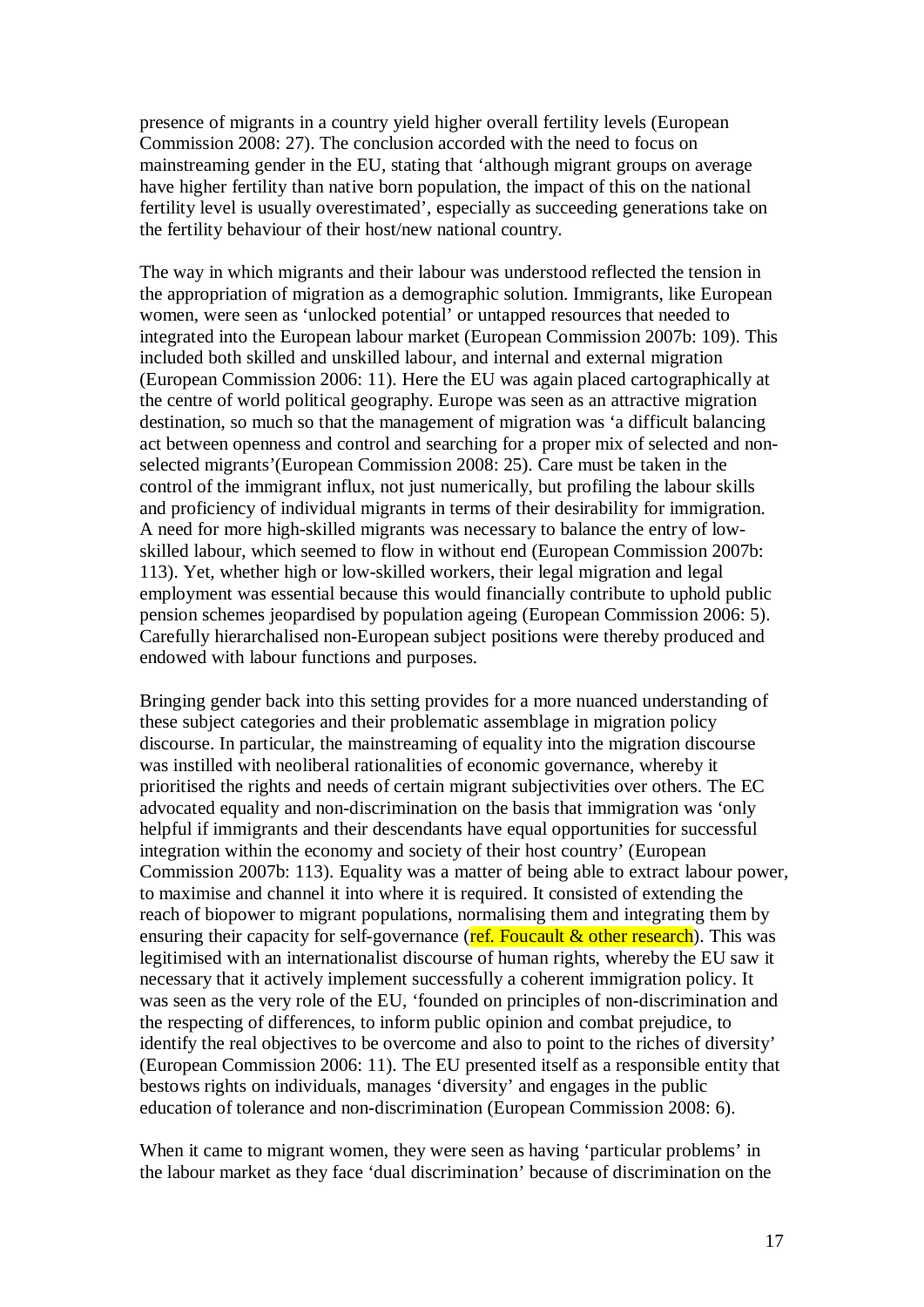presence of migrants in a country yield higher overall fertility levels (European Commission 2008: 27). The conclusion accorded with the need to focus on mainstreaming gender in the EU, stating that 'although migrant groups on average have higher fertility than native born population, the impact of this on the national fertility level is usually overestimated', especially as succeeding generations take on the fertility behaviour of their host/new national country.

The way in which migrants and their labour was understood reflected the tension in the appropriation of migration as a demographic solution. Immigrants, like European women, were seen as 'unlocked potential' or untapped resources that needed to integrated into the European labour market (European Commission 2007b: 109). This included both skilled and unskilled labour, and internal and external migration (European Commission 2006: 11). Here the EU was again placed cartographically at the centre of world political geography. Europe was seen as an attractive migration destination, so much so that the management of migration was 'a difficult balancing act between openness and control and searching for a proper mix of selected and non-selected migrants'(European Commission 2008: 25). Care must be taken in the control of the immigrant influx, not just numerically, but profiling the labour skills and proficiency of individual migrants in terms of their desirability for immigration. A need for more high-skilled migrants was necessary to balance the entry of low-skilled labour, which seemed to flow in without end (European Commission 2007b: 113). Yet, whether high or low-skilled workers, their legal migration and legal employment was essential because this would financially contribute to uphold public pension schemes jeopardised by population ageing (European Commission 2006: 5). Carefully hierarchalised non-European subject positions were thereby produced and endowed with labour functions and purposes.

Bringing gender back into this setting provides for a more nuanced understanding of these subject categories and their problematic assemblage in migration policy discourse. In particular, the mainstreaming of equality into the migration discourse was instilled with neoliberal rationalities of economic governance, whereby it prioritised the rights and needs of certain migrant subjectivities over others. The EC advocated equality and non-discrimination on the basis that immigration was 'only helpful if immigrants and their descendants have equal opportunities for successful integration within the economy and society of their host country' (European Commission 2007b: 113). Equality was a matter of being able to extract labour power, to maximise and channel it into where it is required. It consisted of extending the reach of biopower to migrant populations, normalising them and integrating them by ensuring their capacity for self-governance (ref. Foucault & other research). This was legitimised with an internationalist discourse of human rights, whereby the EU saw it necessary that it actively implement successfully a coherent immigration policy. It was seen as the very role of the EU, 'founded on principles of non-discrimination and the respecting of differences, to inform public opinion and combat prejudice, to identify the real objectives to be overcome and also to point to the riches of diversity' (European Commission 2006: 11). The EU presented itself as a responsible entity that bestows rights on individuals, manages 'diversity' and engages in the public education of tolerance and non-discrimination (European Commission 2008: 6).

When it came to migrant women, they were seen as having 'particular problems' in the labour market as they face 'dual discrimination' because of discrimination on the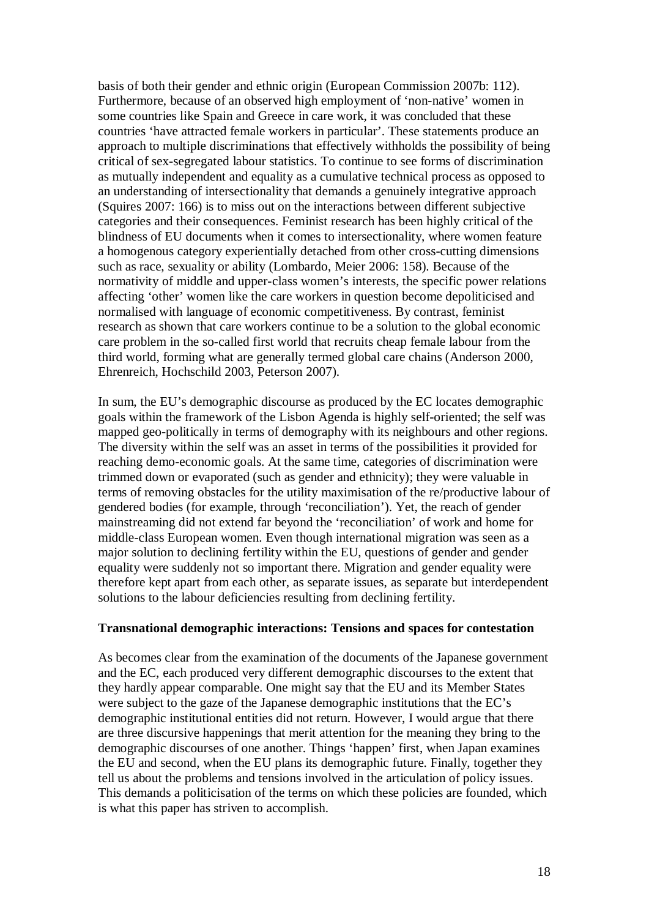basis of both their gender and ethnic origin (European Commission 2007b: 112). Furthermore, because of an observed high employment of 'non-native' women in some countries like Spain and Greece in care work, it was concluded that these countries 'have attracted female workers in particular'. These statements produce an approach to multiple discriminations that effectively withholds the possibility of being critical of sex-segregated labour statistics. To continue to see forms of discrimination as mutually independent and equality as a cumulative technical process as opposed to an understanding of intersectionality that demands a genuinely integrative approach (Squires 2007: 166) is to miss out on the interactions between different subjective categories and their consequences. Feminist research has been highly critical of the blindness of EU documents when it comes to intersectionality, where women feature a homogenous category experientially detached from other cross-cutting dimensions such as race, sexuality or ability (Lombardo, Meier 2006: 158). Because of the normativity of middle and upper-class women's interests, the specific power relations affecting 'other' women like the care workers in question become depoliticised and normalised with language of economic competitiveness. By contrast, feminist research as shown that care workers continue to be a solution to the global economic care problem in the so-called first world that recruits cheap female labour from the third world, forming what are generally termed global care chains (Anderson 2000, Ehrenreich, Hochschild 2003, Peterson 2007).

In sum, the EU's demographic discourse as produced by the EC locates demographic goals within the framework of the Lisbon Agenda is highly self-oriented; the self was mapped geo-politically in terms of demography with its neighbours and other regions. The diversity within the self was an asset in terms of the possibilities it provided for reaching demo-economic goals. At the same time, categories of discrimination were trimmed down or evaporated (such as gender and ethnicity); they were valuable in terms of removing obstacles for the utility maximisation of the re/productive labour of gendered bodies (for example, through 'reconciliation'). Yet, the reach of gender mainstreaming did not extend far beyond the 'reconciliation' of work and home for middle-class European women. Even though international migration was seen as a major solution to declining fertility within the EU, questions of gender and gender equality were suddenly not so important there. Migration and gender equality were therefore kept apart from each other, as separate issues, as separate but interdependent solutions to the labour deficiencies resulting from declining fertility.

**Transnational demographic interactions: Tensions and spaces for contestation**

As becomes clear from the examination of the documents of the Japanese government and the EC, each produced very different demographic discourses to the extent that they hardly appear comparable. One might say that the EU and its Member States were subject to the gaze of the Japanese demographic institutions that the EC's demographic institutional entities did not return. However, I would argue that there are three discursive happenings that merit attention for the meaning they bring to the demographic discourses of one another. Things 'happen' first, when Japan examines the EU and second, when the EU plans its demographic future. Finally, together they tell us about the problems and tensions involved in the articulation of policy issues. This demands a politicisation of the terms on which these policies are founded, which is what this paper has striven to accomplish.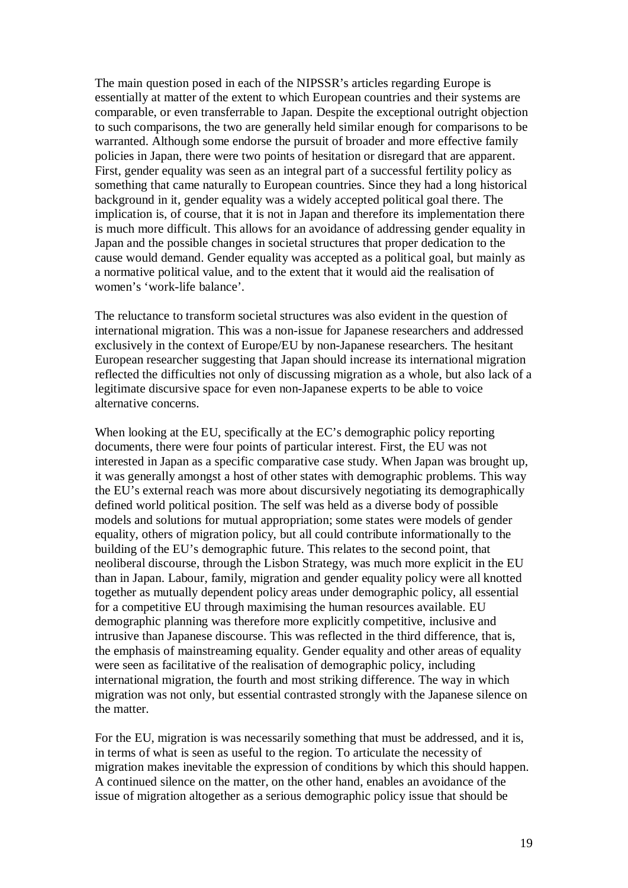The main question posed in each of the NIPSSR's articles regarding Europe is essentially at matter of the extent to which European countries and their systems are comparable, or even transferrable to Japan. Despite the exceptional outright objection to such comparisons, the two are generally held similar enough for comparisons to be warranted. Although some endorse the pursuit of broader and more effective family policies in Japan, there were two points of hesitation or disregard that are apparent. First, gender equality was seen as an integral part of a successful fertility policy as something that came naturally to European countries. Since they had a long historical background in it, gender equality was a widely accepted political goal there. The implication is, of course, that it is not in Japan and therefore its implementation there is much more difficult. This allows for an avoidance of addressing gender equality in Japan and the possible changes in societal structures that proper dedication to the cause would demand. Gender equality was accepted as a political goal, but mainly as a normative political value, and to the extent that it would aid the realisation of women's 'work-life balance'.

The reluctance to transform societal structures was also evident in the question of international migration. This was a non-issue for Japanese researchers and addressed exclusively in the context of Europe/EU by non-Japanese researchers. The hesitant European researcher suggesting that Japan should increase its international migration reflected the difficulties not only of discussing migration as a whole, but also lack of a legitimate discursive space for even non-Japanese experts to be able to voice alternative concerns.

When looking at the EU, specifically at the EC's demographic policy reporting documents, there were four points of particular interest. First, the EU was not interested in Japan as a specific comparative case study. When Japan was brought up, it was generally amongst a host of other states with demographic problems. This way the EU's external reach was more about discursively negotiating its demographically defined world political position. The self was held as a diverse body of possible models and solutions for mutual appropriation; some states were models of gender equality, others of migration policy, but all could contribute informationally to the building of the EU's demographic future. This relates to the second point, that neoliberal discourse, through the Lisbon Strategy, was much more explicit in the EU than in Japan. Labour, family, migration and gender equality policy were all knotted together as mutually dependent policy areas under demographic policy, all essential for a competitive EU through maximising the human resources available. EU demographic planning was therefore more explicitly competitive, inclusive and intrusive than Japanese discourse. This was reflected in the third difference, that is, the emphasis of mainstreaming equality. Gender equality and other areas of equality were seen as facilitative of the realisation of demographic policy, including international migration, the fourth and most striking difference. The way in which migration was not only, but essential contrasted strongly with the Japanese silence on the matter.

For the EU, migration is was necessarily something that must be addressed, and it is, in terms of what is seen as useful to the region. To articulate the necessity of migration makes inevitable the expression of conditions by which this should happen. A continued silence on the matter, on the other hand, enables an avoidance of the issue of migration altogether as a serious demographic policy issue that should be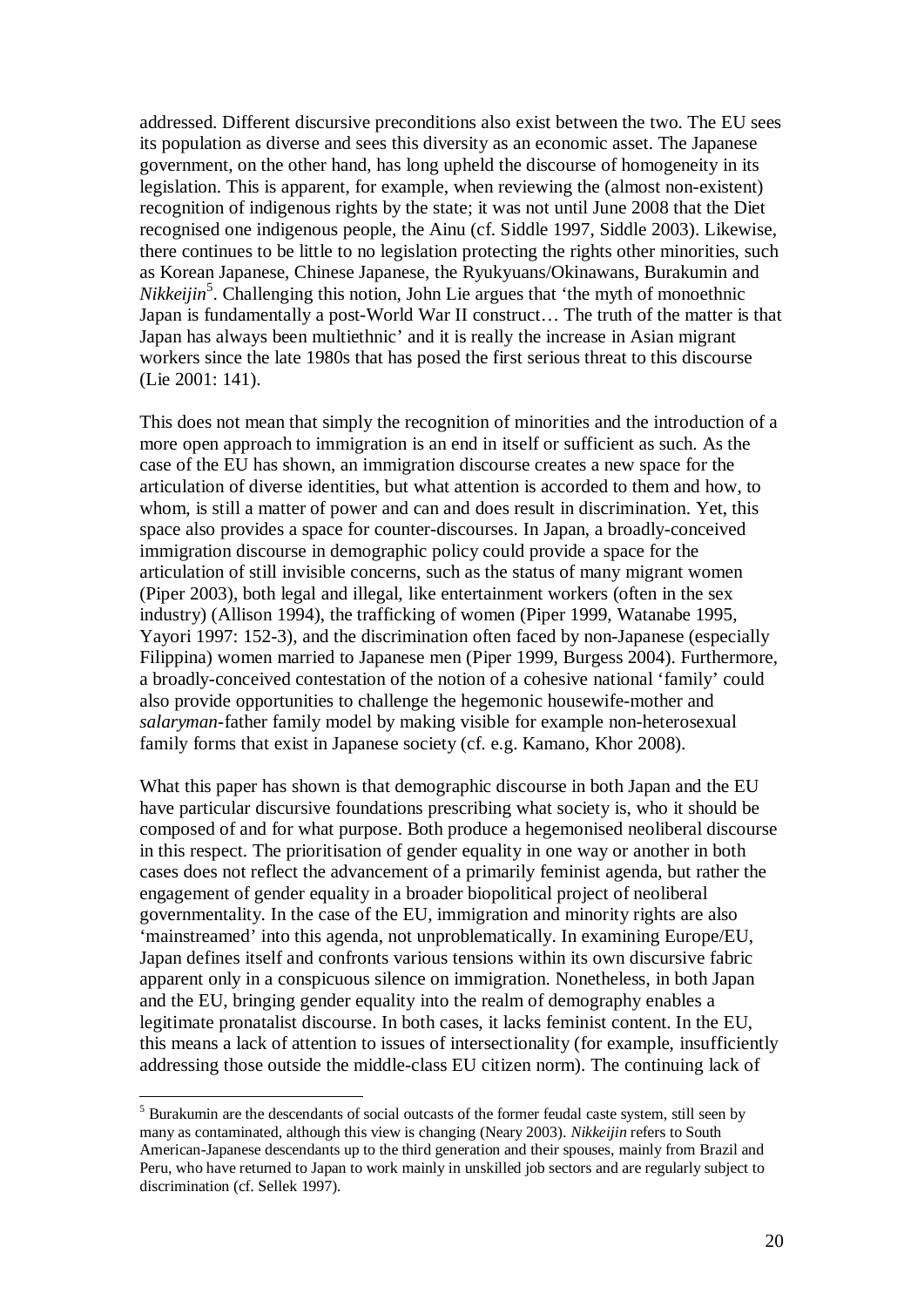addressed. Different discursive preconditions also exist between the two. The EU sees its population as diverse and sees this diversity as an economic asset. The Japanese government, on the other hand, has long upheld the discourse of homogeneity in its legislation. This is apparent, for example, when reviewing the (almost non-existent) recognition of indigenous rights by the state; it was not until June 2008 that the Diet recognised one indigenous people, the Ainu (cf. Siddle 1997, Siddle 2003). Likewise, there continues to be little to no legislation protecting the rights other minorities, such as Korean Japanese, Chinese Japanese, the Ryukyuans/Okinawans, Burakumin and *Nikkeijin*[5]. Challenging this notion, John Lie argues that 'the myth of monoethnic Japan is fundamentally a post-World War II construct… The truth of the matter is that Japan has always been multiethnic' and it is really the increase in Asian migrant workers since the late 1980s that has posed the first serious threat to this discourse (Lie 2001: 141).

This does not mean that simply the recognition of minorities and the introduction of a more open approach to immigration is an end in itself or sufficient as such. As the case of the EU has shown, an immigration discourse creates a new space for the articulation of diverse identities, but what attention is accorded to them and how, to whom, is still a matter of power and can and does result in discrimination. Yet, this space also provides a space for counter-discourses. In Japan, a broadly-conceived immigration discourse in demographic policy could provide a space for the articulation of still invisible concerns, such as the status of many migrant women (Piper 2003), both legal and illegal, like entertainment workers (often in the sex industry) (Allison 1994), the trafficking of women (Piper 1999, Watanabe 1995, Yayori 1997: 152-3), and the discrimination often faced by non-Japanese (especially Filippina) women married to Japanese men (Piper 1999, Burgess 2004). Furthermore, a broadly-conceived contestation of the notion of a cohesive national 'family' could also provide opportunities to challenge the hegemonic housewife-mother and *salaryman*-father family model by making visible for example non-heterosexual family forms that exist in Japanese society (cf. e.g. Kamano, Khor 2008).

What this paper has shown is that demographic discourse in both Japan and the EU have particular discursive foundations prescribing what society is, who it should be composed of and for what purpose. Both produce a hegemonised neoliberal discourse in this respect. The prioritisation of gender equality in one way or another in both cases does not reflect the advancement of a primarily feminist agenda, but rather the engagement of gender equality in a broader biopolitical project of neoliberal governmentality. In the case of the EU, immigration and minority rights are also 'mainstreamed' into this agenda, not unproblematically. In examining Europe/EU, Japan defines itself and confronts various tensions within its own discursive fabric apparent only in a conspicuous silence on immigration. Nonetheless, in both Japan and the EU, bringing gender equality into the realm of demography enables a legitimate pronatalist discourse. In both cases, it lacks feminist content. In the EU, this means a lack of attention to issues of intersectionality (for example, insufficiently addressing those outside the middle-class EU citizen norm). The continuing lack of

[5] Burakumin are the descendants of social outcasts of the former feudal caste system, still seen by many as contaminated, although this view is changing (Neary 2003). *Nikkeijin* refers to South American-Japanese descendants up to the third generation and their spouses, mainly from Brazil and Peru, who have returned to Japan to work mainly in unskilled job sectors and are regularly subject to discrimination (cf. Sellek 1997).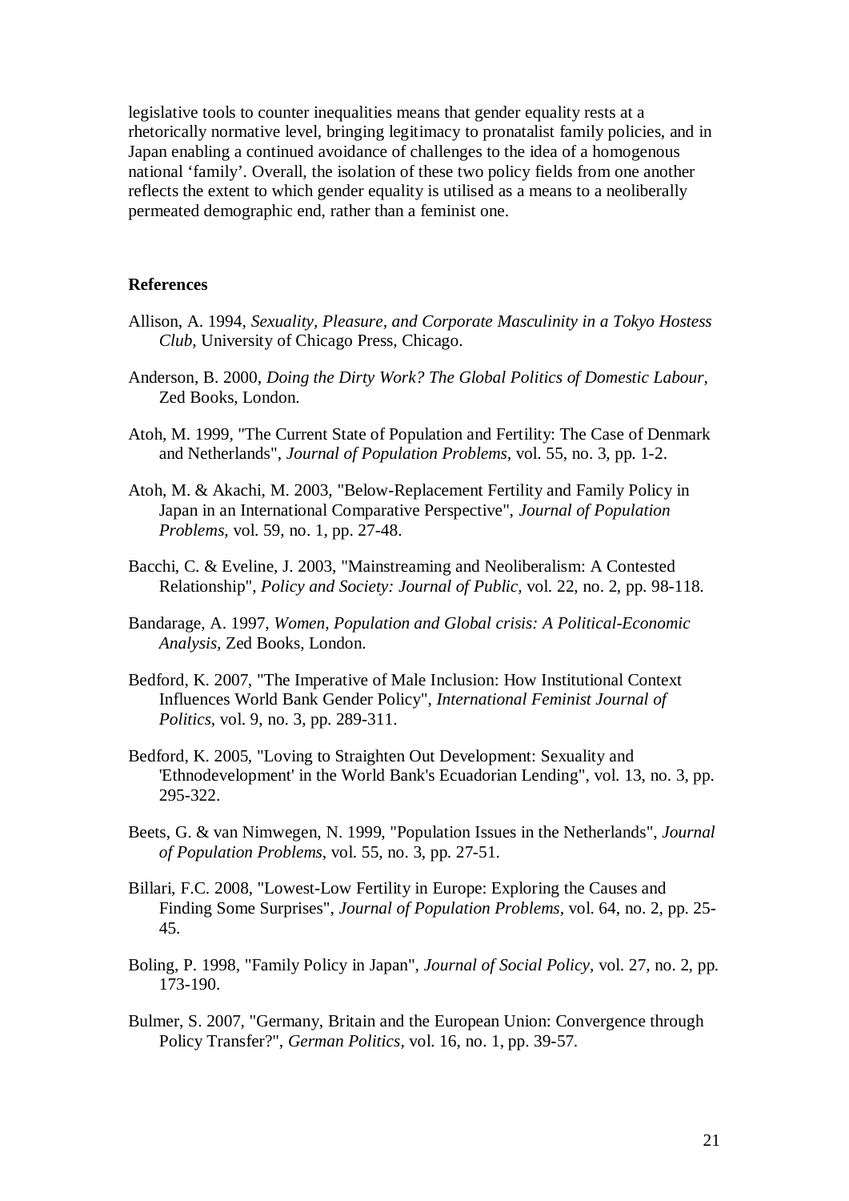legislative tools to counter inequalities means that gender equality rests at a rhetorically normative level, bringing legitimacy to pronatalist family policies, and in Japan enabling a continued avoidance of challenges to the idea of a homogenous national 'family'. Overall, the isolation of these two policy fields from one another reflects the extent to which gender equality is utilised as a means to a neoliberally permeated demographic end, rather than a feminist one.

**References**

Allison, A. 1994, *Sexuality, Pleasure, and Corporate Masculinity in a Tokyo Hostess Club,* University of Chicago Press, Chicago.

Anderson, B. 2000, *Doing the Dirty Work? The Global Politics of Domestic Labour,* Zed Books, London.

Atoh, M. 1999, "The Current State of Population and Fertility: The Case of Denmark and Netherlands", *Journal of Population Problems,* vol. 55, no. 3, pp. 1-2.

Atoh, M. & Akachi, M. 2003, "Below-Replacement Fertility and Family Policy in Japan in an International Comparative Perspective", *Journal of Population Problems,* vol. 59, no. 1, pp. 27-48.

Bacchi, C. & Eveline, J. 2003, "Mainstreaming and Neoliberalism: A Contested Relationship", *Policy and Society: Journal of Public,* vol. 22, no. 2, pp. 98-118.

Bandarage, A. 1997, *Women, Population and Global crisis: A Political-Economic Analysis,* Zed Books, London.

Bedford, K. 2007, "The Imperative of Male Inclusion: How Institutional Context Influences World Bank Gender Policy", *International Feminist Journal of Politics,* vol. 9, no. 3, pp. 289-311.

Bedford, K. 2005, "Loving to Straighten Out Development: Sexuality and 'Ethnodevelopment' in the World Bank's Ecuadorian Lending", vol. 13, no. 3, pp. 295-322.

Beets, G. & van Nimwegen, N. 1999, "Population Issues in the Netherlands", *Journal of Population Problems,* vol. 55, no. 3, pp. 27-51.

Billari, F.C. 2008, "Lowest-Low Fertility in Europe: Exploring the Causes and Finding Some Surprises", *Journal of Population Problems,* vol. 64, no. 2, pp. 25-45.

Boling, P. 1998, "Family Policy in Japan", *Journal of Social Policy,* vol. 27, no. 2, pp. 173-190.

Bulmer, S. 2007, "Germany, Britain and the European Union: Convergence through Policy Transfer?", *German Politics,* vol. 16, no. 1, pp. 39-57.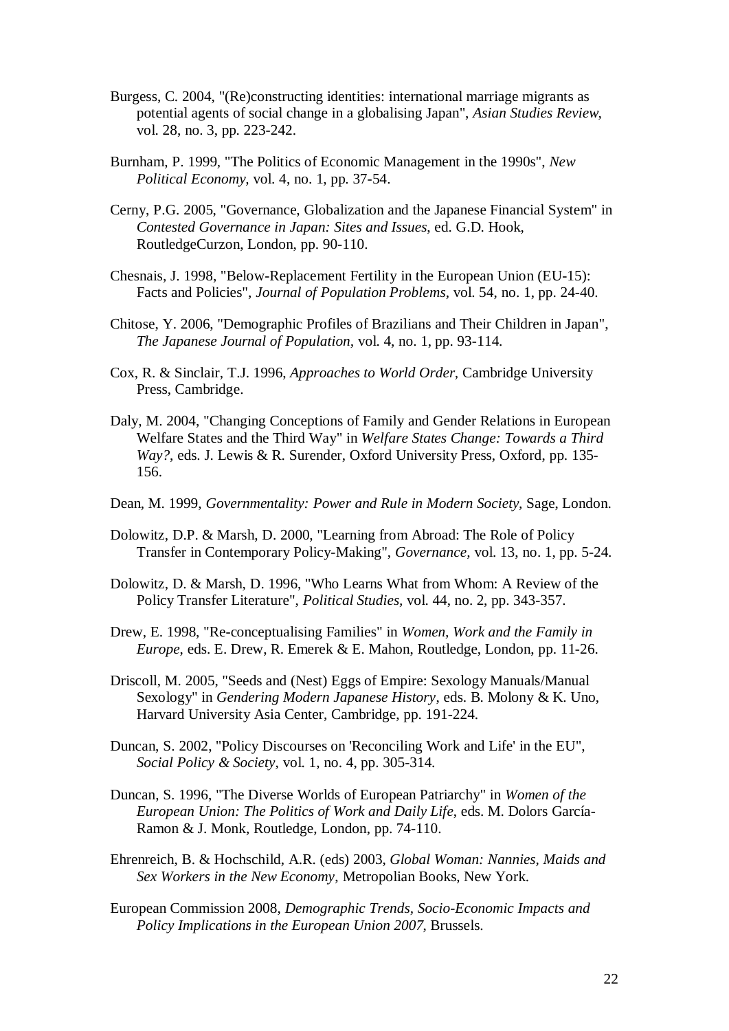Burgess, C. 2004, "(Re)constructing identities: international marriage migrants as potential agents of social change in a globalising Japan", *Asian Studies Review*, vol. 28, no. 3, pp. 223-242.

Burnham, P. 1999, "The Politics of Economic Management in the 1990s", *New Political Economy*, vol. 4, no. 1, pp. 37-54.

Cerny, P.G. 2005, "Governance, Globalization and the Japanese Financial System" in *Contested Governance in Japan: Sites and Issues*, ed. G.D. Hook, RoutledgeCurzon, London, pp. 90-110.

Chesnais, J. 1998, "Below-Replacement Fertility in the European Union (EU-15): Facts and Policies", *Journal of Population Problems*, vol. 54, no. 1, pp. 24-40.

Chitose, Y. 2006, "Demographic Profiles of Brazilians and Their Children in Japan", *The Japanese Journal of Population*, vol. 4, no. 1, pp. 93-114.

Cox, R. & Sinclair, T.J. 1996, *Approaches to World Order*, Cambridge University Press, Cambridge.

Daly, M. 2004, "Changing Conceptions of Family and Gender Relations in European Welfare States and the Third Way" in *Welfare States Change: Towards a Third Way?*, eds. J. Lewis & R. Surender, Oxford University Press, Oxford, pp. 135-156.

Dean, M. 1999, *Governmentality: Power and Rule in Modern Society*, Sage, London.

Dolowitz, D.P. & Marsh, D. 2000, "Learning from Abroad: The Role of Policy Transfer in Contemporary Policy-Making", *Governance*, vol. 13, no. 1, pp. 5-24.

Dolowitz, D. & Marsh, D. 1996, "Who Learns What from Whom: A Review of the Policy Transfer Literature", *Political Studies*, vol. 44, no. 2, pp. 343-357.

Drew, E. 1998, "Re-conceptualising Families" in *Women, Work and the Family in Europe*, eds. E. Drew, R. Emerek & E. Mahon, Routledge, London, pp. 11-26.

Driscoll, M. 2005, "Seeds and (Nest) Eggs of Empire: Sexology Manuals/Manual Sexology" in *Gendering Modern Japanese History*, eds. B. Molony & K. Uno, Harvard University Asia Center, Cambridge, pp. 191-224.

Duncan, S. 2002, "Policy Discourses on 'Reconciling Work and Life' in the EU", *Social Policy & Society*, vol. 1, no. 4, pp. 305-314.

Duncan, S. 1996, "The Diverse Worlds of European Patriarchy" in *Women of the European Union: The Politics of Work and Daily Life*, eds. M. Dolors García-Ramon & J. Monk, Routledge, London, pp. 74-110.

Ehrenreich, B. & Hochschild, A.R. (eds) 2003, *Global Woman: Nannies, Maids and Sex Workers in the New Economy*, Metropolian Books, New York.

European Commission 2008, *Demographic Trends, Socio-Economic Impacts and Policy Implications in the European Union 2007*, Brussels.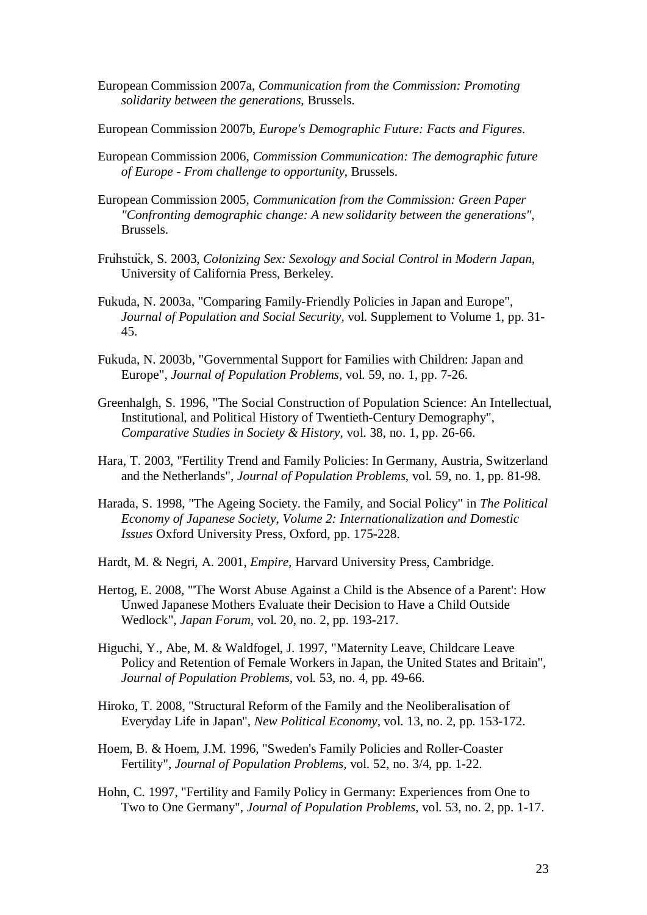European Commission 2007a, *Communication from the Commission: Promoting solidarity between the generations*, Brussels.

European Commission 2007b, *Europe's Demographic Future: Facts and Figures*.

European Commission 2006, *Commission Communication: The demographic future of Europe - From challenge to opportunity*, Brussels.

European Commission 2005, *Communication from the Commission: Green Paper "Confronting demographic change: A new solidarity between the generations"*, Brussels.

Frühstück, S. 2003, *Colonizing Sex: Sexology and Social Control in Modern Japan*, University of California Press, Berkeley.

Fukuda, N. 2003a, "Comparing Family-Friendly Policies in Japan and Europe", *Journal of Population and Social Security*, vol. Supplement to Volume 1, pp. 31-45.

Fukuda, N. 2003b, "Governmental Support for Families with Children: Japan and Europe", *Journal of Population Problems*, vol. 59, no. 1, pp. 7-26.

Greenhalgh, S. 1996, "The Social Construction of Population Science: An Intellectual, Institutional, and Political History of Twentieth-Century Demography", *Comparative Studies in Society & History*, vol. 38, no. 1, pp. 26-66.

Hara, T. 2003, "Fertility Trend and Family Policies: In Germany, Austria, Switzerland and the Netherlands", *Journal of Population Problems*, vol. 59, no. 1, pp. 81-98.

Harada, S. 1998, "The Ageing Society. the Family, and Social Policy" in *The Political Economy of Japanese Society, Volume 2: Internationalization and Domestic Issues* Oxford University Press, Oxford, pp. 175-228.

Hardt, M. & Negri, A. 2001, *Empire*, Harvard University Press, Cambridge.

Hertog, E. 2008, "'The Worst Abuse Against a Child is the Absence of a Parent': How Unwed Japanese Mothers Evaluate their Decision to Have a Child Outside Wedlock", *Japan Forum*, vol. 20, no. 2, pp. 193-217.

Higuchi, Y., Abe, M. & Waldfogel, J. 1997, "Maternity Leave, Childcare Leave Policy and Retention of Female Workers in Japan, the United States and Britain", *Journal of Population Problems*, vol. 53, no. 4, pp. 49-66.

Hiroko, T. 2008, "Structural Reform of the Family and the Neoliberalisation of Everyday Life in Japan", *New Political Economy*, vol. 13, no. 2, pp. 153-172.

Hoem, B. & Hoem, J.M. 1996, "Sweden's Family Policies and Roller-Coaster Fertility", *Journal of Population Problems*, vol. 52, no. 3/4, pp. 1-22.

Hohn, C. 1997, "Fertility and Family Policy in Germany: Experiences from One to Two to One Germany", *Journal of Population Problems*, vol. 53, no. 2, pp. 1-17.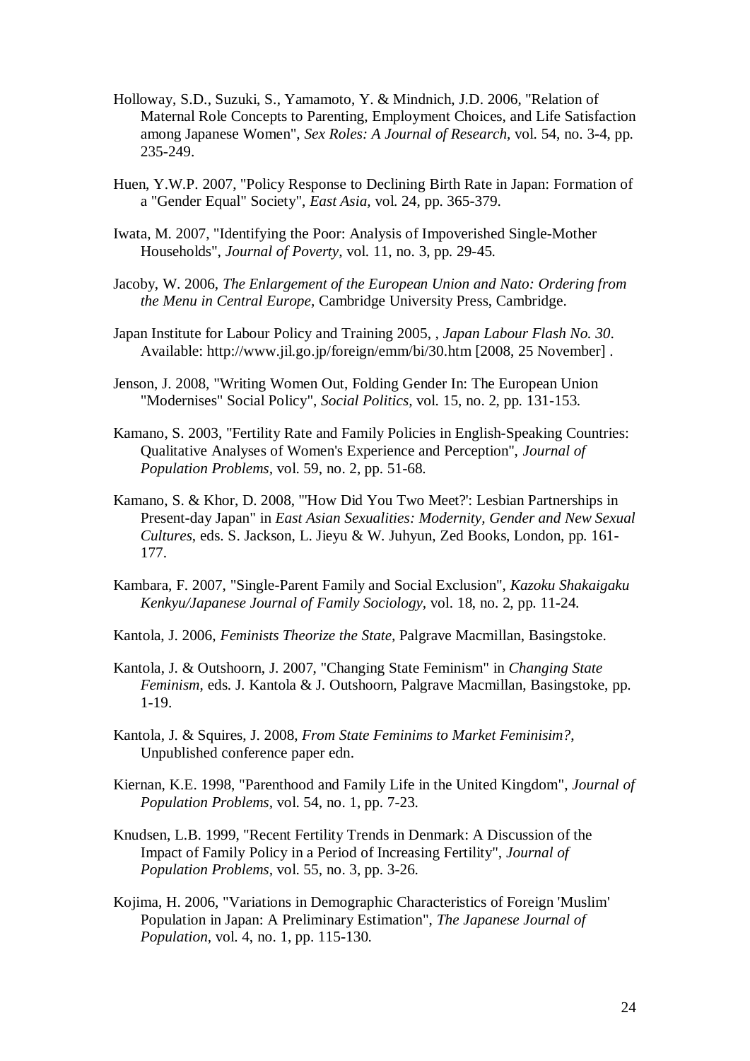Holloway, S.D., Suzuki, S., Yamamoto, Y. & Mindnich, J.D. 2006, "Relation of Maternal Role Concepts to Parenting, Employment Choices, and Life Satisfaction among Japanese Women", *Sex Roles: A Journal of Research*, vol. 54, no. 3-4, pp. 235-249.

Huen, Y.W.P. 2007, "Policy Response to Declining Birth Rate in Japan: Formation of a "Gender Equal" Society", *East Asia*, vol. 24, pp. 365-379.

Iwata, M. 2007, "Identifying the Poor: Analysis of Impoverished Single-Mother Households", *Journal of Poverty*, vol. 11, no. 3, pp. 29-45.

Jacoby, W. 2006, *The Enlargement of the European Union and Nato: Ordering from the Menu in Central Europe*, Cambridge University Press, Cambridge.

Japan Institute for Labour Policy and Training 2005, , *Japan Labour Flash No. 30*. Available: http://www.jil.go.jp/foreign/emm/bi/30.htm [2008, 25 November] .

Jenson, J. 2008, "Writing Women Out, Folding Gender In: The European Union "Modernises" Social Policy", *Social Politics*, vol. 15, no. 2, pp. 131-153.

Kamano, S. 2003, "Fertility Rate and Family Policies in English-Speaking Countries: Qualitative Analyses of Women's Experience and Perception", *Journal of Population Problems*, vol. 59, no. 2, pp. 51-68.

Kamano, S. & Khor, D. 2008, "'How Did You Two Meet?': Lesbian Partnerships in Present-day Japan" in *East Asian Sexualities: Modernity, Gender and New Sexual Cultures*, eds. S. Jackson, L. Jieyu & W. Juhyun, Zed Books, London, pp. 161-177.

Kambara, F. 2007, "Single-Parent Family and Social Exclusion", *Kazoku Shakaigaku Kenkyu/Japanese Journal of Family Sociology*, vol. 18, no. 2, pp. 11-24.

Kantola, J. 2006, *Feminists Theorize the State*, Palgrave Macmillan, Basingstoke.

Kantola, J. & Outshoorn, J. 2007, "Changing State Feminism" in *Changing State Feminism*, eds. J. Kantola & J. Outshoorn, Palgrave Macmillan, Basingstoke, pp. 1-19.

Kantola, J. & Squires, J. 2008, *From State Feminims to Market Feminisim?*, Unpublished conference paper edn.

Kiernan, K.E. 1998, "Parenthood and Family Life in the United Kingdom", *Journal of Population Problems*, vol. 54, no. 1, pp. 7-23.

Knudsen, L.B. 1999, "Recent Fertility Trends in Denmark: A Discussion of the Impact of Family Policy in a Period of Increasing Fertility", *Journal of Population Problems*, vol. 55, no. 3, pp. 3-26.

Kojima, H. 2006, "Variations in Demographic Characteristics of Foreign 'Muslim' Population in Japan: A Preliminary Estimation", *The Japanese Journal of Population*, vol. 4, no. 1, pp. 115-130.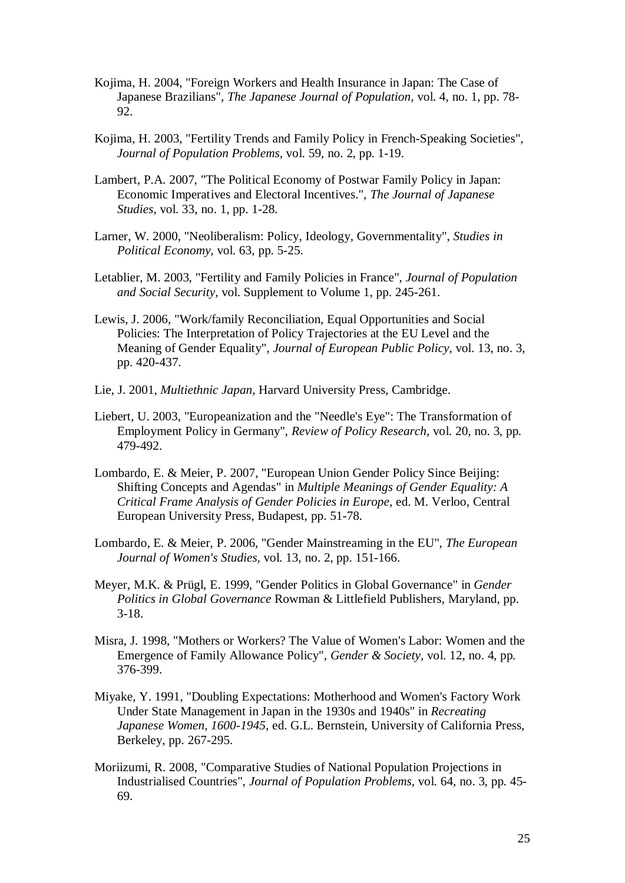Kojima, H. 2004, "Foreign Workers and Health Insurance in Japan: The Case of Japanese Brazilians", *The Japanese Journal of Population*, vol. 4, no. 1, pp. 78-92.

Kojima, H. 2003, "Fertility Trends and Family Policy in French-Speaking Societies", *Journal of Population Problems*, vol. 59, no. 2, pp. 1-19.

Lambert, P.A. 2007, "The Political Economy of Postwar Family Policy in Japan: Economic Imperatives and Electoral Incentives.", *The Journal of Japanese Studies*, vol. 33, no. 1, pp. 1-28.

Larner, W. 2000, "Neoliberalism: Policy, Ideology, Governmentality", *Studies in Political Economy*, vol. 63, pp. 5-25.

Letablier, M. 2003, "Fertility and Family Policies in France", *Journal of Population and Social Security*, vol. Supplement to Volume 1, pp. 245-261.

Lewis, J. 2006, "Work/family Reconciliation, Equal Opportunities and Social Policies: The Interpretation of Policy Trajectories at the EU Level and the Meaning of Gender Equality", *Journal of European Public Policy*, vol. 13, no. 3, pp. 420-437.

Lie, J. 2001, *Multiethnic Japan*, Harvard University Press, Cambridge.

Liebert, U. 2003, "Europeanization and the "Needle's Eye": The Transformation of Employment Policy in Germany", *Review of Policy Research*, vol. 20, no. 3, pp. 479-492.

Lombardo, E. & Meier, P. 2007, "European Union Gender Policy Since Beijing: Shifting Concepts and Agendas" in *Multiple Meanings of Gender Equality: A Critical Frame Analysis of Gender Policies in Europe*, ed. M. Verloo, Central European University Press, Budapest, pp. 51-78.

Lombardo, E. & Meier, P. 2006, "Gender Mainstreaming in the EU", *The European Journal of Women's Studies*, vol. 13, no. 2, pp. 151-166.

Meyer, M.K. & Prügl, E. 1999, "Gender Politics in Global Governance" in *Gender Politics in Global Governance* Rowman & Littlefield Publishers, Maryland, pp. 3-18.

Misra, J. 1998, "Mothers or Workers? The Value of Women's Labor: Women and the Emergence of Family Allowance Policy", *Gender & Society*, vol. 12, no. 4, pp. 376-399.

Miyake, Y. 1991, "Doubling Expectations: Motherhood and Women's Factory Work Under State Management in Japan in the 1930s and 1940s" in *Recreating Japanese Women, 1600-1945*, ed. G.L. Bernstein, University of California Press, Berkeley, pp. 267-295.

Moriizumi, R. 2008, "Comparative Studies of National Population Projections in Industrialised Countries", *Journal of Population Problems*, vol. 64, no. 3, pp. 45-69.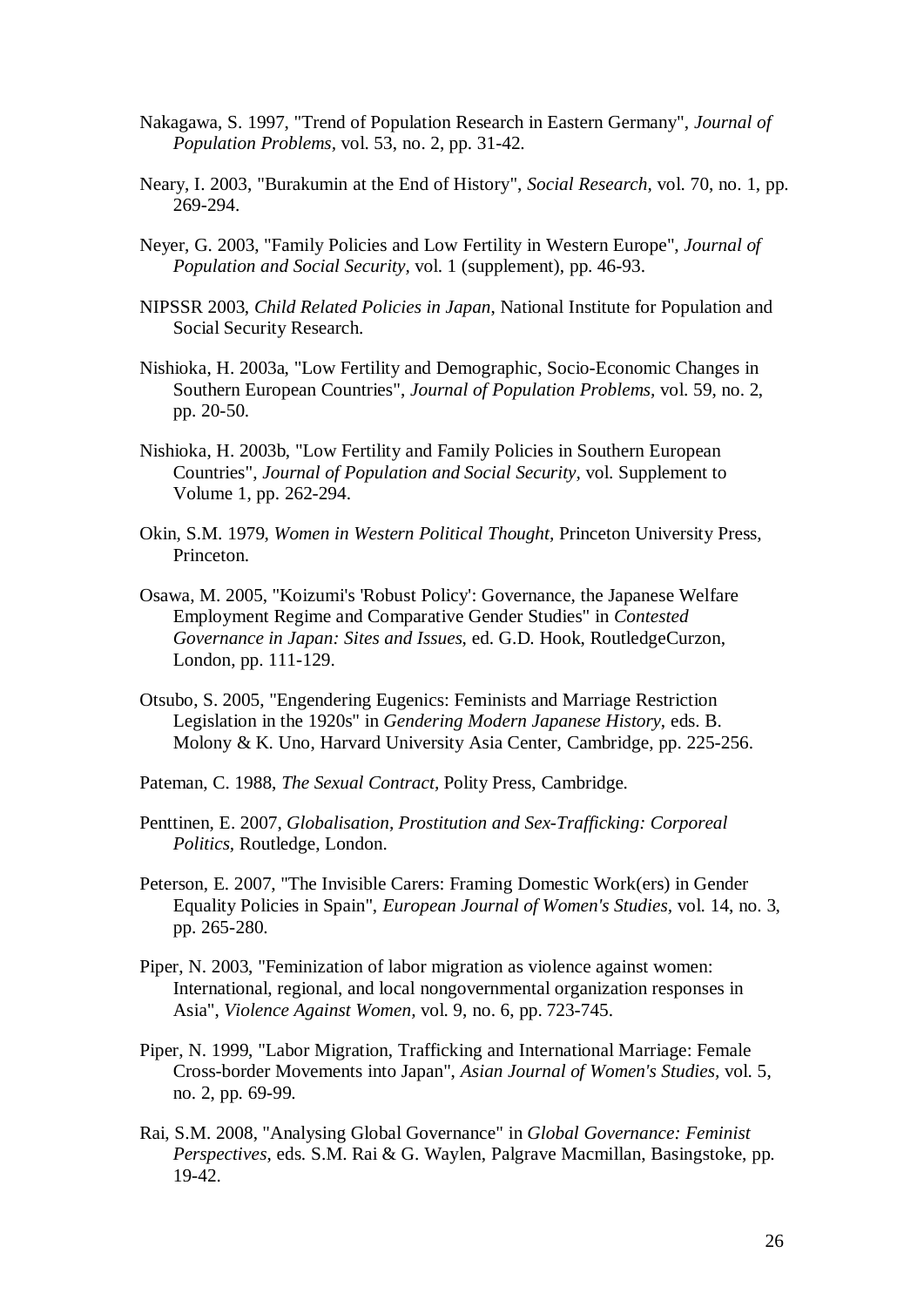Nakagawa, S. 1997, "Trend of Population Research in Eastern Germany", *Journal of Population Problems*, vol. 53, no. 2, pp. 31-42.

Neary, I. 2003, "Burakumin at the End of History", *Social Research*, vol. 70, no. 1, pp. 269-294.

Neyer, G. 2003, "Family Policies and Low Fertility in Western Europe", *Journal of Population and Social Security*, vol. 1 (supplement), pp. 46-93.

NIPSSR 2003, *Child Related Policies in Japan*, National Institute for Population and Social Security Research.

Nishioka, H. 2003a, "Low Fertility and Demographic, Socio-Economic Changes in Southern European Countries", *Journal of Population Problems*, vol. 59, no. 2, pp. 20-50.

Nishioka, H. 2003b, "Low Fertility and Family Policies in Southern European Countries", *Journal of Population and Social Security*, vol. Supplement to Volume 1, pp. 262-294.

Okin, S.M. 1979, *Women in Western Political Thought*, Princeton University Press, Princeton.

Osawa, M. 2005, "Koizumi's 'Robust Policy': Governance, the Japanese Welfare Employment Regime and Comparative Gender Studies" in *Contested Governance in Japan: Sites and Issues*, ed. G.D. Hook, RoutledgeCurzon, London, pp. 111-129.

Otsubo, S. 2005, "Engendering Eugenics: Feminists and Marriage Restriction Legislation in the 1920s" in *Gendering Modern Japanese History*, eds. B. Molony & K. Uno, Harvard University Asia Center, Cambridge, pp. 225-256.

Pateman, C. 1988, *The Sexual Contract*, Polity Press, Cambridge.

Penttinen, E. 2007, *Globalisation, Prostitution and Sex-Trafficking: Corporeal Politics*, Routledge, London.

Peterson, E. 2007, "The Invisible Carers: Framing Domestic Work(ers) in Gender Equality Policies in Spain", *European Journal of Women's Studies*, vol. 14, no. 3, pp. 265-280.

Piper, N. 2003, "Feminization of labor migration as violence against women: International, regional, and local nongovernmental organization responses in Asia", *Violence Against Women*, vol. 9, no. 6, pp. 723-745.

Piper, N. 1999, "Labor Migration, Trafficking and International Marriage: Female Cross-border Movements into Japan", *Asian Journal of Women's Studies*, vol. 5, no. 2, pp. 69-99.

Rai, S.M. 2008, "Analysing Global Governance" in *Global Governance: Feminist Perspectives*, eds. S.M. Rai & G. Waylen, Palgrave Macmillan, Basingstoke, pp. 19-42.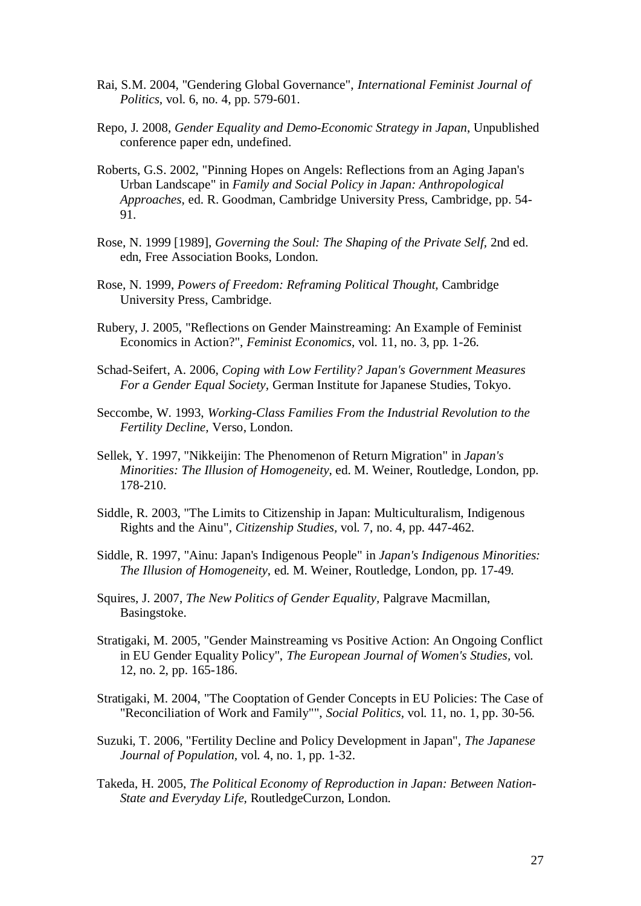Rai, S.M. 2004, "Gendering Global Governance", *International Feminist Journal of Politics*, vol. 6, no. 4, pp. 579-601.

Repo, J. 2008, *Gender Equality and Demo-Economic Strategy in Japan*, Unpublished conference paper edn, undefined.

Roberts, G.S. 2002, "Pinning Hopes on Angels: Reflections from an Aging Japan's Urban Landscape" in *Family and Social Policy in Japan: Anthropological Approaches*, ed. R. Goodman, Cambridge University Press, Cambridge, pp. 54-91.

Rose, N. 1999 [1989], *Governing the Soul: The Shaping of the Private Self*, 2nd ed. edn, Free Association Books, London.

Rose, N. 1999, *Powers of Freedom: Reframing Political Thought*, Cambridge University Press, Cambridge.

Rubery, J. 2005, "Reflections on Gender Mainstreaming: An Example of Feminist Economics in Action?", *Feminist Economics*, vol. 11, no. 3, pp. 1-26.

Schad-Seifert, A. 2006, *Coping with Low Fertility? Japan's Government Measures For a Gender Equal Society*, German Institute for Japanese Studies, Tokyo.

Seccombe, W. 1993, *Working-Class Families From the Industrial Revolution to the Fertility Decline*, Verso, London.

Sellek, Y. 1997, "Nikkeijin: The Phenomenon of Return Migration" in *Japan's Minorities: The Illusion of Homogeneity*, ed. M. Weiner, Routledge, London, pp. 178-210.

Siddle, R. 2003, "The Limits to Citizenship in Japan: Multiculturalism, Indigenous Rights and the Ainu", *Citizenship Studies*, vol. 7, no. 4, pp. 447-462.

Siddle, R. 1997, "Ainu: Japan's Indigenous People" in *Japan's Indigenous Minorities: The Illusion of Homogeneity*, ed. M. Weiner, Routledge, London, pp. 17-49.

Squires, J. 2007, *The New Politics of Gender Equality*, Palgrave Macmillan, Basingstoke.

Stratigaki, M. 2005, "Gender Mainstreaming vs Positive Action: An Ongoing Conflict in EU Gender Equality Policy", *The European Journal of Women's Studies*, vol. 12, no. 2, pp. 165-186.

Stratigaki, M. 2004, "The Cooptation of Gender Concepts in EU Policies: The Case of "Reconciliation of Work and Family"", *Social Politics*, vol. 11, no. 1, pp. 30-56.

Suzuki, T. 2006, "Fertility Decline and Policy Development in Japan", *The Japanese Journal of Population*, vol. 4, no. 1, pp. 1-32.

Takeda, H. 2005, *The Political Economy of Reproduction in Japan: Between Nation-State and Everyday Life*, RoutledgeCurzon, London.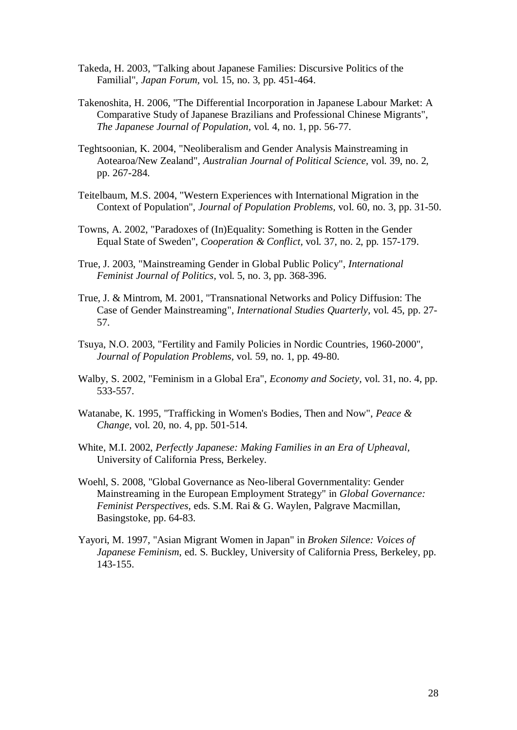Takeda, H. 2003, "Talking about Japanese Families: Discursive Politics of the Familial", *Japan Forum*, vol. 15, no. 3, pp. 451-464.

Takenoshita, H. 2006, "The Differential Incorporation in Japanese Labour Market: A Comparative Study of Japanese Brazilians and Professional Chinese Migrants", *The Japanese Journal of Population*, vol. 4, no. 1, pp. 56-77.

Teghtsoonian, K. 2004, "Neoliberalism and Gender Analysis Mainstreaming in Aotearoa/New Zealand", *Australian Journal of Political Science*, vol. 39, no. 2, pp. 267-284.

Teitelbaum, M.S. 2004, "Western Experiences with International Migration in the Context of Population", *Journal of Population Problems*, vol. 60, no. 3, pp. 31-50.

Towns, A. 2002, "Paradoxes of (In)Equality: Something is Rotten in the Gender Equal State of Sweden", *Cooperation & Conflict*, vol. 37, no. 2, pp. 157-179.

True, J. 2003, "Mainstreaming Gender in Global Public Policy", *International Feminist Journal of Politics*, vol. 5, no. 3, pp. 368-396.

True, J. & Mintrom, M. 2001, "Transnational Networks and Policy Diffusion: The Case of Gender Mainstreaming", *International Studies Quarterly*, vol. 45, pp. 27-57.

Tsuya, N.O. 2003, "Fertility and Family Policies in Nordic Countries, 1960-2000", *Journal of Population Problems*, vol. 59, no. 1, pp. 49-80.

Walby, S. 2002, "Feminism in a Global Era", *Economy and Society*, vol. 31, no. 4, pp. 533-557.

Watanabe, K. 1995, "Trafficking in Women's Bodies, Then and Now", *Peace & Change*, vol. 20, no. 4, pp. 501-514.

White, M.I. 2002, *Perfectly Japanese: Making Families in an Era of Upheaval*, University of California Press, Berkeley.

Woehl, S. 2008, "Global Governance as Neo-liberal Governmentality: Gender Mainstreaming in the European Employment Strategy" in *Global Governance: Feminist Perspectives*, eds. S.M. Rai & G. Waylen, Palgrave Macmillan, Basingstoke, pp. 64-83.

Yayori, M. 1997, "Asian Migrant Women in Japan" in *Broken Silence: Voices of Japanese Feminism*, ed. S. Buckley, University of California Press, Berkeley, pp. 143-155.